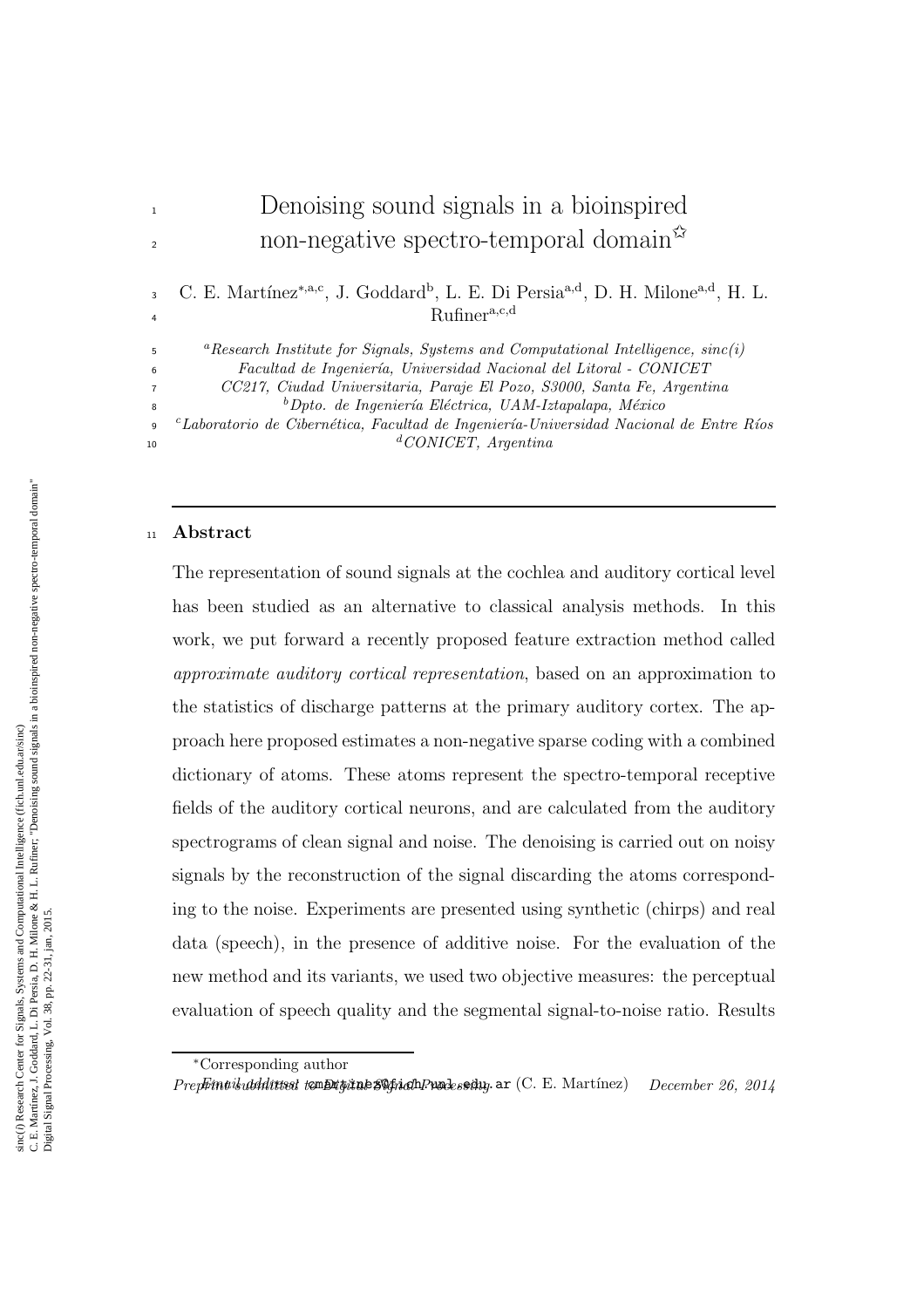# Denoising sound signals in a bioinspired non-negative spectro-temporal domain☆

C. E. Martínez[∗,a,c], J. Goddard[b], L. E. Di Persia[a,d], D. H. Milone[a,d], H. L. Rufiner[a,c,d]

[a] *Research Institute for Signals, Systems and Computational Intelligence, sinc(i) Facultad de Ingeniería, Universidad Nacional del Litoral - CONICET CC217, Ciudad Universitaria, Paraje El Pozo, S3000, Santa Fe, Argentina*

[b] *Dpto. de Ingeniería Eléctrica, UAM-Iztapalapa, México*

[c] *Laboratorio de Cibernética, Facultad de Ingeniería-Universidad Nacional de Entre Ríos*

[d] *CONICET, Argentina*

## Abstract

The representation of sound signals at the cochlea and auditory cortical level has been studied as an alternative to classical analysis methods. In this work, we put forward a recently proposed feature extraction method called *approximate auditory cortical representation*, based on an approximation to the statistics of discharge patterns at the primary auditory cortex. The approach here proposed estimates a non-negative sparse coding with a combined dictionary of atoms. These atoms represent the spectro-temporal receptive fields of the auditory cortical neurons, and are calculated from the auditory spectrograms of clean signal and noise. The denoising is carried out on noisy signals by the reconstruction of the signal discarding the atoms corresponding to the noise. Experiments are presented using synthetic (chirps) and real data (speech), in the presence of additive noise. For the evaluation of the new method and its variants, we used two objective measures: the perceptual evaluation of speech quality and the segmental signal-to-noise ratio. Results

∗Corresponding author

*Email address:* `cmartinez@fich.unl.edu.ar` (C. E. Martínez)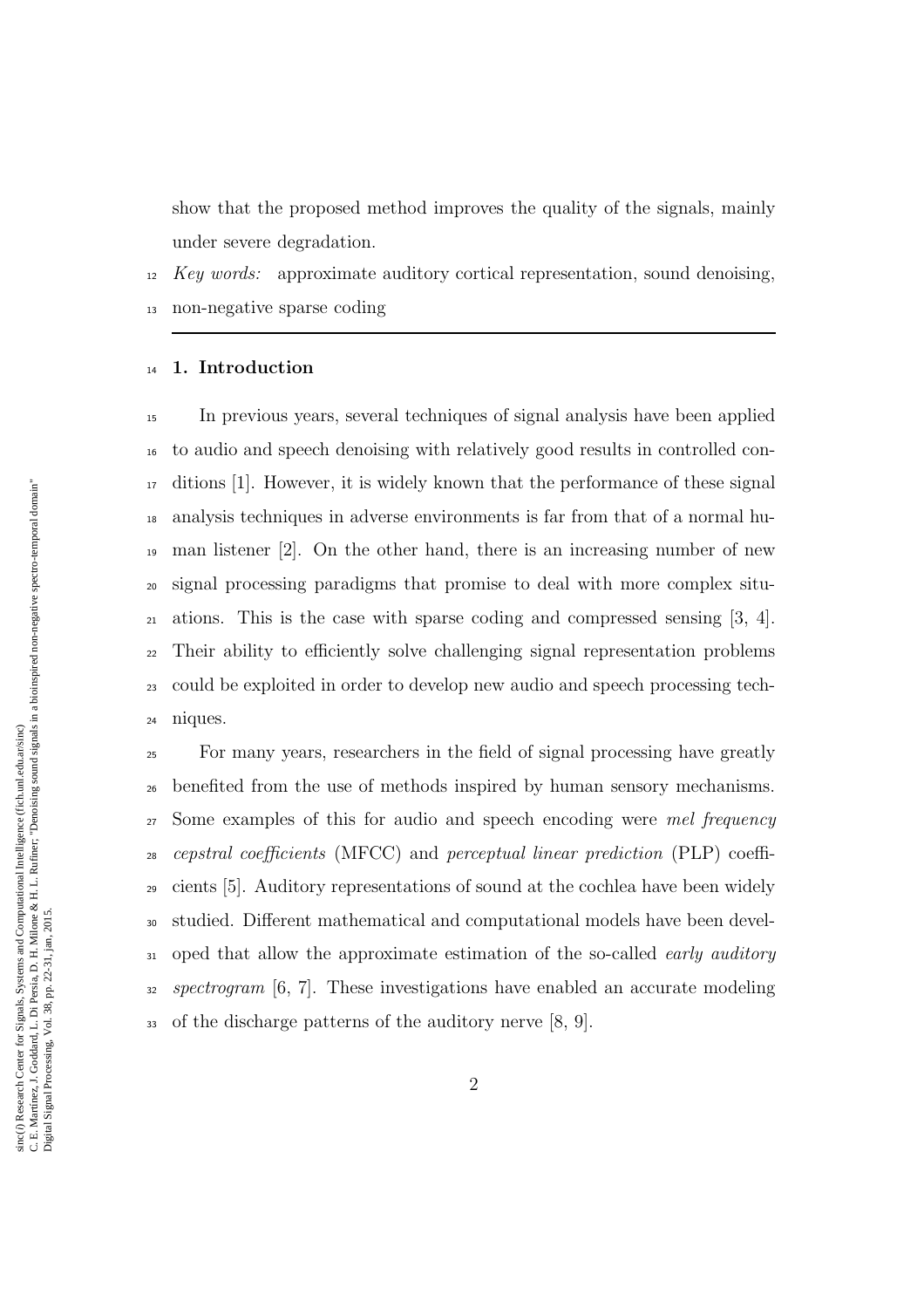show that the proposed method improves the quality of the signals, mainly under severe degradation.

*Key words:* approximate auditory cortical representation, sound denoising, non-negative sparse coding

## 1. Introduction

In previous years, several techniques of signal analysis have been applied to audio and speech denoising with relatively good results in controlled conditions [1]. However, it is widely known that the performance of these signal analysis techniques in adverse environments is far from that of a normal human listener [2]. On the other hand, there is an increasing number of new signal processing paradigms that promise to deal with more complex situations. This is the case with sparse coding and compressed sensing [3, 4]. Their ability to efficiently solve challenging signal representation problems could be exploited in order to develop new audio and speech processing techniques.

For many years, researchers in the field of signal processing have greatly benefited from the use of methods inspired by human sensory mechanisms. Some examples of this for audio and speech encoding were *mel frequency cepstral coefficients* (MFCC) and *perceptual linear prediction* (PLP) coefficients [5]. Auditory representations of sound at the cochlea have been widely studied. Different mathematical and computational models have been developed that allow the approximate estimation of the so-called *early auditory spectrogram* [6, 7]. These investigations have enabled an accurate modeling of the discharge patterns of the auditory nerve [8, 9].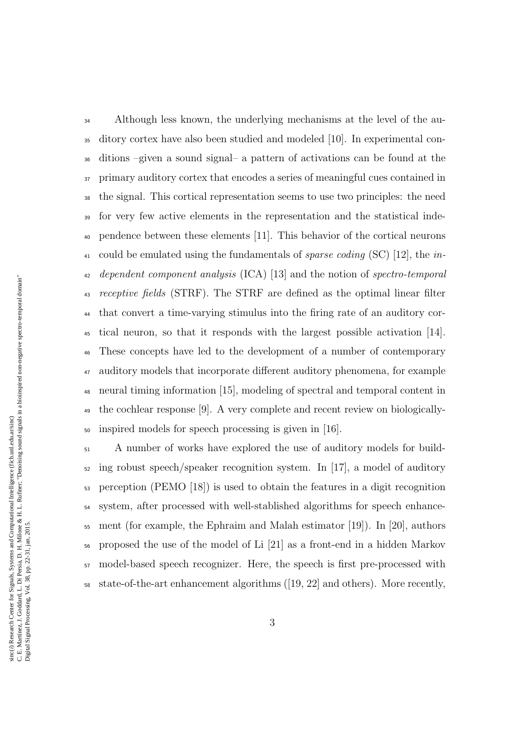Although less known, the underlying mechanisms at the level of the auditory cortex have also been studied and modeled [10]. In experimental conditions –given a sound signal– a pattern of activations can be found at the primary auditory cortex that encodes a series of meaningful cues contained in the signal. This cortical representation seems to use two principles: the need for very few active elements in the representation and the statistical independence between these elements [11]. This behavior of the cortical neurons could be emulated using the fundamentals of *sparse coding* (SC) [12], the *independent component analysis* (ICA) [13] and the notion of *spectro-temporal receptive fields* (STRF). The STRF are defined as the optimal linear filter that convert a time-varying stimulus into the firing rate of an auditory cortical neuron, so that it responds with the largest possible activation [14]. These concepts have led to the development of a number of contemporary auditory models that incorporate different auditory phenomena, for example neural timing information [15], modeling of spectral and temporal content in the cochlear response [9]. A very complete and recent review on biologically-inspired models for speech processing is given in [16].

A number of works have explored the use of auditory models for building robust speech/speaker recognition system. In [17], a model of auditory perception (PEMO [18]) is used to obtain the features in a digit recognition system, after processed with well-stablished algorithms for speech enhancement (for example, the Ephraim and Malah estimator [19]). In [20], authors proposed the use of the model of Li [21] as a front-end in a hidden Markov model-based speech recognizer. Here, the speech is first pre-processed with state-of-the-art enhancement algorithms ([19, 22] and others). More recently,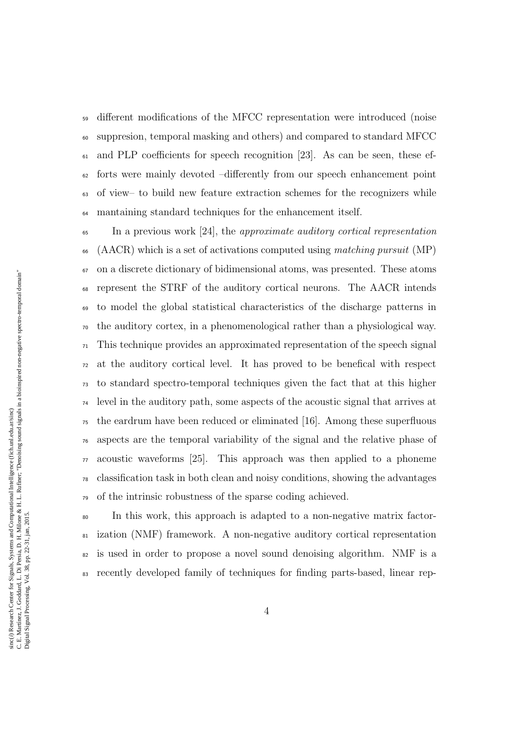different modifications of the MFCC representation were introduced (noise suppresion, temporal masking and others) and compared to standard MFCC and PLP coefficients for speech recognition [23]. As can be seen, these efforts were mainly devoted –differently from our speech enhancement point of view– to build new feature extraction schemes for the recognizers while mantaining standard techniques for the enhancement itself.

In a previous work [24], the *approximate auditory cortical representation* (AACR) which is a set of activations computed using *matching pursuit* (MP) on a discrete dictionary of bidimensional atoms, was presented. These atoms represent the STRF of the auditory cortical neurons. The AACR intends to model the global statistical characteristics of the discharge patterns in the auditory cortex, in a phenomenological rather than a physiological way. This technique provides an approximated representation of the speech signal at the auditory cortical level. It has proved to be benefical with respect to standard spectro-temporal techniques given the fact that at this higher level in the auditory path, some aspects of the acoustic signal that arrives at the eardrum have been reduced or eliminated [16]. Among these superfluous aspects are the temporal variability of the signal and the relative phase of acoustic waveforms [25]. This approach was then applied to a phoneme classification task in both clean and noisy conditions, showing the advantages of the intrinsic robustness of the sparse coding achieved.

In this work, this approach is adapted to a non-negative matrix factorization (NMF) framework. A non-negative auditory cortical representation is used in order to propose a novel sound denoising algorithm. NMF is a recently developed family of techniques for finding parts-based, linear rep-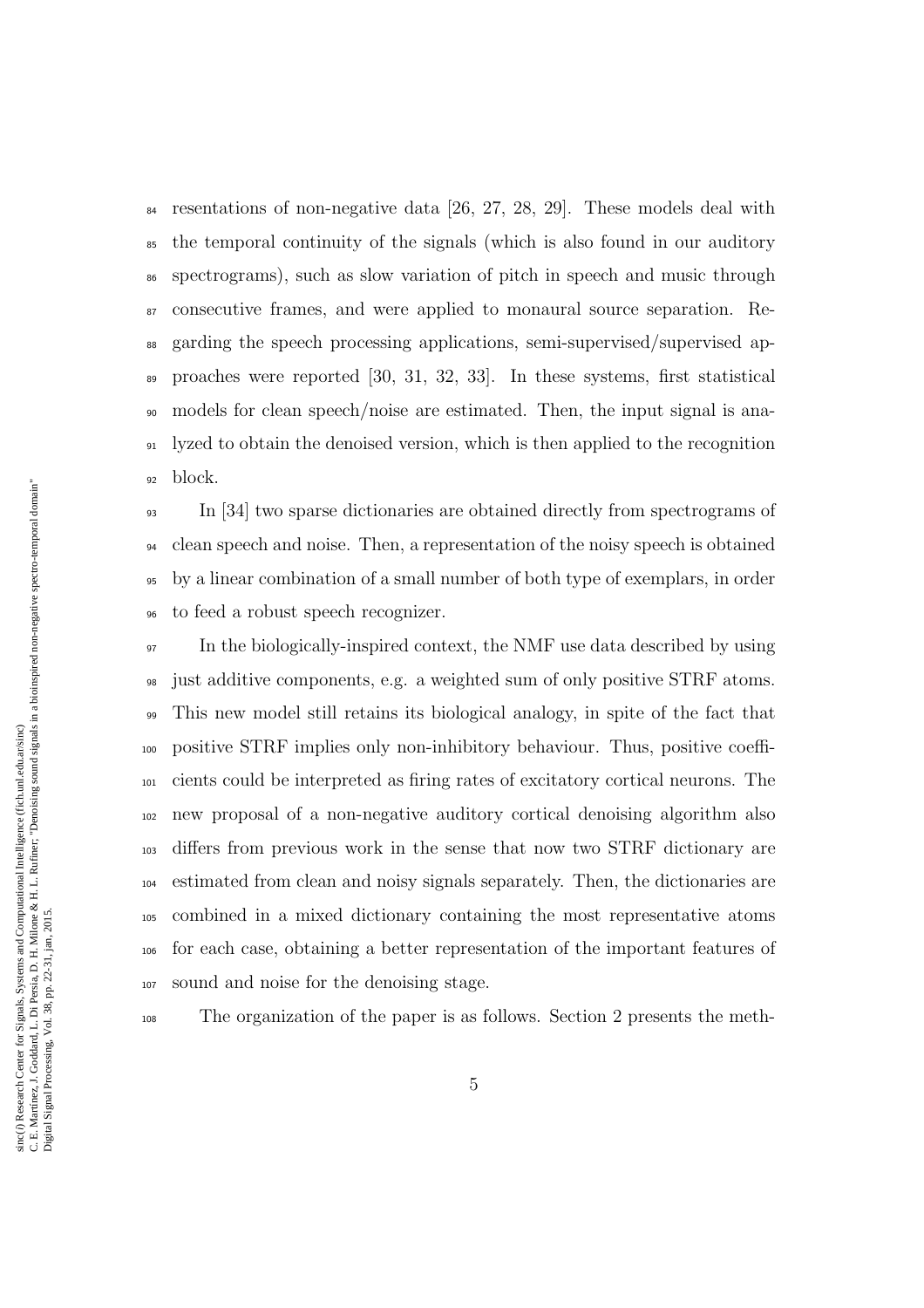resentations of non-negative data [26, 27, 28, 29]. These models deal with the temporal continuity of the signals (which is also found in our auditory spectrograms), such as slow variation of pitch in speech and music through consecutive frames, and were applied to monaural source separation. Regarding the speech processing applications, semi-supervised/supervised approaches were reported [30, 31, 32, 33]. In these systems, first statistical models for clean speech/noise are estimated. Then, the input signal is analyzed to obtain the denoised version, which is then applied to the recognition block.

In [34] two sparse dictionaries are obtained directly from spectrograms of clean speech and noise. Then, a representation of the noisy speech is obtained by a linear combination of a small number of both type of exemplars, in order to feed a robust speech recognizer.

In the biologically-inspired context, the NMF use data described by using just additive components, e.g. a weighted sum of only positive STRF atoms. This new model still retains its biological analogy, in spite of the fact that positive STRF implies only non-inhibitory behaviour. Thus, positive coefficients could be interpreted as firing rates of excitatory cortical neurons. The new proposal of a non-negative auditory cortical denoising algorithm also differs from previous work in the sense that now two STRF dictionary are estimated from clean and noisy signals separately. Then, the dictionaries are combined in a mixed dictionary containing the most representative atoms for each case, obtaining a better representation of the important features of sound and noise for the denoising stage.

The organization of the paper is as follows. Section 2 presents the meth-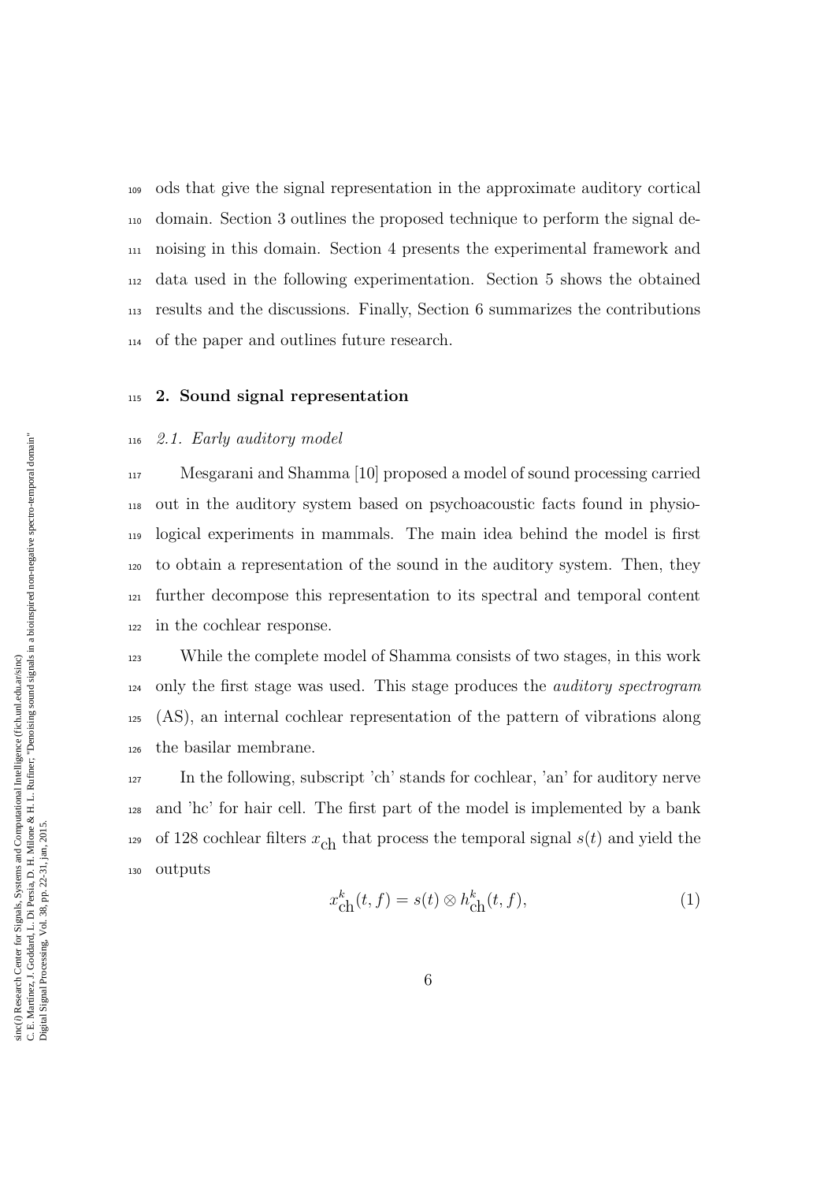ods that give the signal representation in the approximate auditory cortical domain. Section 3 outlines the proposed technique to perform the signal denoising in this domain. Section 4 presents the experimental framework and data used in the following experimentation. Section 5 shows the obtained results and the discussions. Finally, Section 6 summarizes the contributions of the paper and outlines future research.

## 2. Sound signal representation

### *2.1. Early auditory model*

Mesgarani and Shamma [10] proposed a model of sound processing carried out in the auditory system based on psychoacoustic facts found in physiological experiments in mammals. The main idea behind the model is first to obtain a representation of the sound in the auditory system. Then, they further decompose this representation to its spectral and temporal content in the cochlear response.

While the complete model of Shamma consists of two stages, in this work only the first stage was used. This stage produces the *auditory spectrogram* (AS), an internal cochlear representation of the pattern of vibrations along the basilar membrane.

In the following, subscript 'ch' stands for cochlear, 'an' for auditory nerve and 'hc' for hair cell. The first part of the model is implemented by a bank of 128 cochlear filters $x_{\mathrm{ch}}$ that process the temporal signal $s(t)$ and yield the outputs

$$x^{k}_{\mathrm{ch}}(t, f) = s(t) \otimes h^{k}_{\mathrm{ch}}(t, f), \tag{1}$$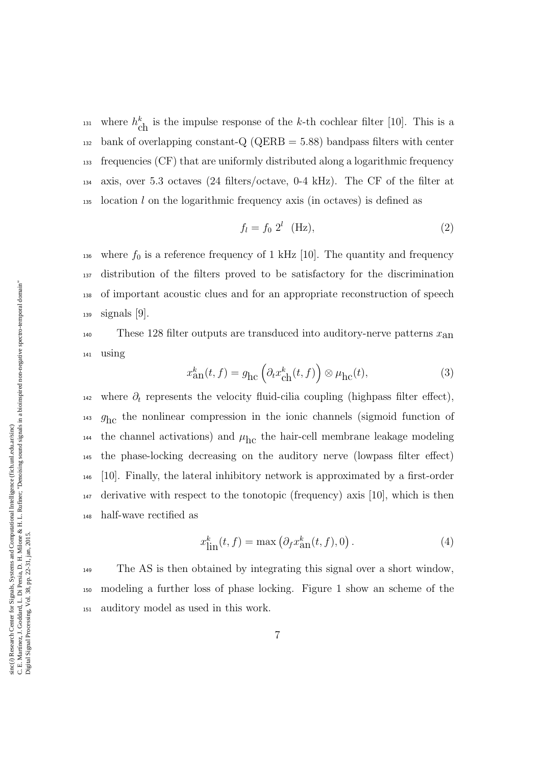where $h_{\text{ch}}^k$ is the impulse response of the $k$-th cochlear filter [10]. This is a bank of overlapping constant-Q (QERB = 5.88) bandpass filters with center frequencies (CF) that are uniformly distributed along a logarithmic frequency axis, over 5.3 octaves (24 filters/octave, 0-4 kHz). The CF of the filter at location $l$ on the logarithmic frequency axis (in octaves) is defined as

$$f_l = f_0 \; 2^l \quad \text{(Hz)}, \tag{2}$$

where $f_0$ is a reference frequency of 1 kHz [10]. The quantity and frequency distribution of the filters proved to be satisfactory for the discrimination of important acoustic clues and for an appropriate reconstruction of speech signals [9].

These 128 filter outputs are transduced into auditory-nerve patterns $x_{\text{an}}$ using

$$x_{\text{an}}^k(t, f) = g_{\text{hc}} \left( \partial_t x_{\text{ch}}^k(t, f) \right) \otimes \mu_{\text{hc}}(t), \tag{3}$$

where $\partial_t$ represents the velocity fluid-cilia coupling (highpass filter effect), $g_{\text{hc}}$ the nonlinear compression in the ionic channels (sigmoid function of the channel activations) and $\mu_{\text{hc}}$ the hair-cell membrane leakage modeling the phase-locking decreasing on the auditory nerve (lowpass filter effect) [10]. Finally, the lateral inhibitory network is approximated by a first-order derivative with respect to the tonotopic (frequency) axis [10], which is then half-wave rectified as

$$x_{\text{lin}}^k(t, f) = \max \left( \partial_f x_{\text{an}}^k(t, f), 0 \right). \tag{4}$$

The AS is then obtained by integrating this signal over a short window, modeling a further loss of phase locking. Figure 1 show an scheme of the auditory model as used in this work.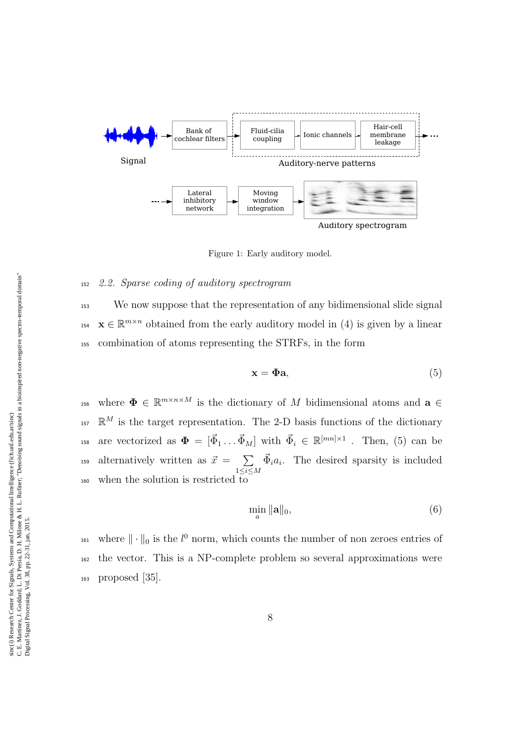Figure 1: Early auditory model.

### 2.2. Sparse coding of auditory spectrogram

We now suppose that the representation of any bidimensional slide signal $\mathbf{x} \in \mathbb{R}^{m \times n}$ obtained from the early auditory model in (4) is given by a linear combination of atoms representing the STRFs, in the form

$$\mathbf{x} = \mathbf{\Phi}\mathbf{a}, \tag{5}$$

where $\mathbf{\Phi} \in \mathbb{R}^{m \times n \times M}$ is the dictionary of $M$ bidimensional atoms and $\mathbf{a} \in \mathbb{R}^{M}$ is the target representation. The 2-D basis functions of the dictionary are vectorized as $\mathbf{\Phi} = [\vec{\Phi}_1 \ldots \vec{\Phi}_M]$ with $\vec{\Phi}_i \in \mathbb{R}^{[mn] \times 1}$ . Then, (5) can be alternatively written as $\vec{x} = \sum_{1 \leq i \leq M} \vec{\Phi}_i a_i$. The desired sparsity is included when the solution is restricted to

$$\min_{a} \|\mathbf{a}\|_0, \tag{6}$$

where $\|\cdot\|_0$ is the $l^0$ norm, which counts the number of non zeroes entries of the vector. This is a NP-complete problem so several approximations were proposed [35].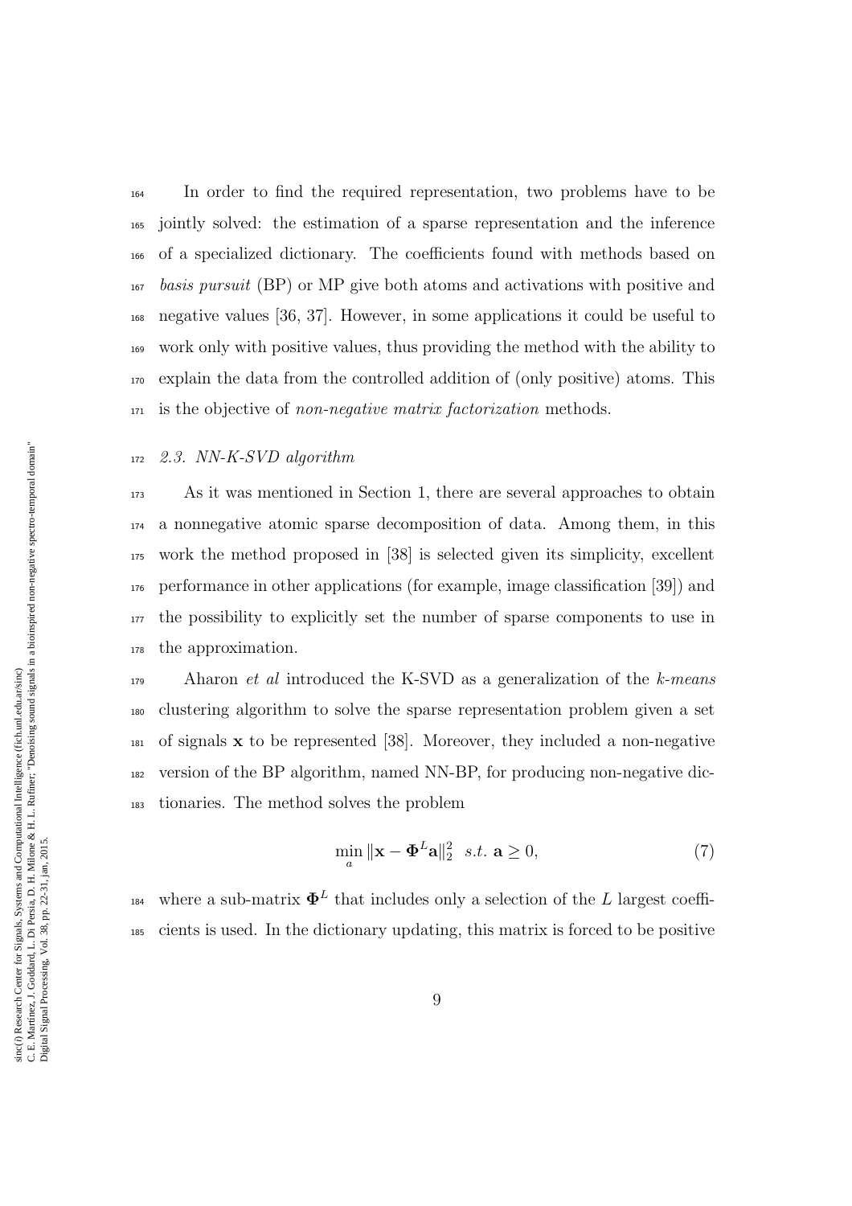In order to find the required representation, two problems have to be jointly solved: the estimation of a sparse representation and the inference of a specialized dictionary. The coefficients found with methods based on *basis pursuit* (BP) or MP give both atoms and activations with positive and negative values [36, 37]. However, in some applications it could be useful to work only with positive values, thus providing the method with the ability to explain the data from the controlled addition of (only positive) atoms. This is the objective of *non-negative matrix factorization* methods.

### *2.3. NN-K-SVD algorithm*

As it was mentioned in Section 1, there are several approaches to obtain a nonnegative atomic sparse decomposition of data. Among them, in this work the method proposed in [38] is selected given its simplicity, excellent performance in other applications (for example, image classification [39]) and the possibility to explicitly set the number of sparse components to use in the approximation.

Aharon *et al* introduced the K-SVD as a generalization of the *k-means* clustering algorithm to solve the sparse representation problem given a set of signals $\mathbf{x}$ to be represented [38]. Moreover, they included a non-negative version of the BP algorithm, named NN-BP, for producing non-negative dictionaries. The method solves the problem

$$\min_{a} \|\mathbf{x} - \mathbf{\Phi}^{L}\mathbf{a}\|_2^2 \quad s.t. \ \mathbf{a} \geq 0, \tag{7}$$

where a sub-matrix $\mathbf{\Phi}^{L}$ that includes only a selection of the $L$ largest coefficients is used. In the dictionary updating, this matrix is forced to be positive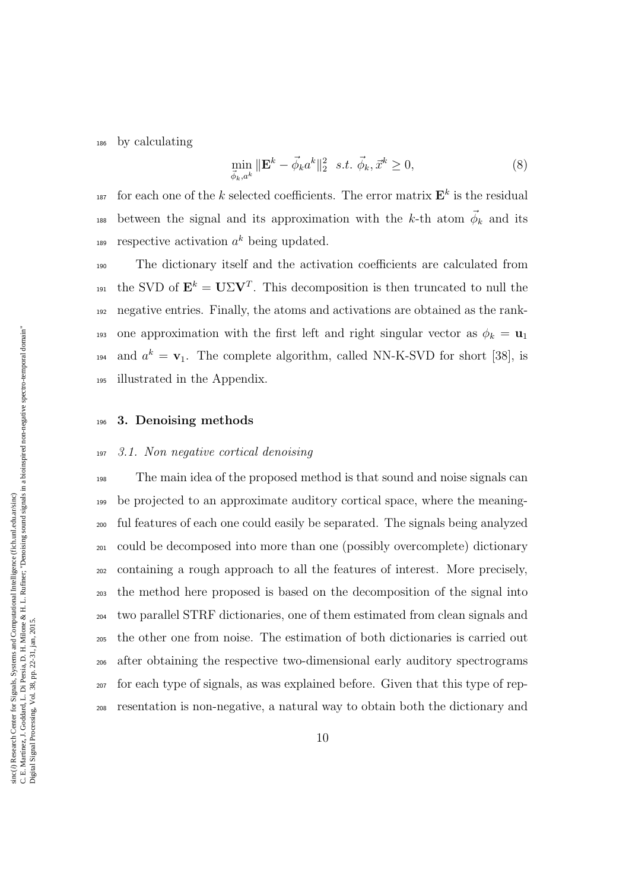by calculating

$$\min_{\vec{\phi}_k, a^k} \|\mathbf{E}^k - \vec{\phi}_k a^k\|_2^2 \quad s.t. \; \vec{\phi}_k, \vec{x}^k \geq 0, \tag{8}$$

for each one of the $k$ selected coefficients. The error matrix $\mathbf{E}^k$ is the residual between the signal and its approximation with the $k$-th atom $\vec{\phi}_k$ and its respective activation $a^k$ being updated.

The dictionary itself and the activation coefficients are calculated from the SVD of $\mathbf{E}^k = \mathbf{U}\Sigma\mathbf{V}^T$. This decomposition is then truncated to null the negative entries. Finally, the atoms and activations are obtained as the rank-one approximation with the first left and right singular vector as $\phi_k = \mathbf{u}_1$ and $a^k = \mathbf{v}_1$. The complete algorithm, called NN-K-SVD for short [38], is illustrated in the Appendix.

## 3. Denoising methods

### *3.1. Non negative cortical denoising*

The main idea of the proposed method is that sound and noise signals can be projected to an approximate auditory cortical space, where the meaningful features of each one could easily be separated. The signals being analyzed could be decomposed into more than one (possibly overcomplete) dictionary containing a rough approach to all the features of interest. More precisely, the method here proposed is based on the decomposition of the signal into two parallel STRF dictionaries, one of them estimated from clean signals and the other one from noise. The estimation of both dictionaries is carried out after obtaining the respective two-dimensional early auditory spectrograms for each type of signals, as was explained before. Given that this type of representation is non-negative, a natural way to obtain both the dictionary and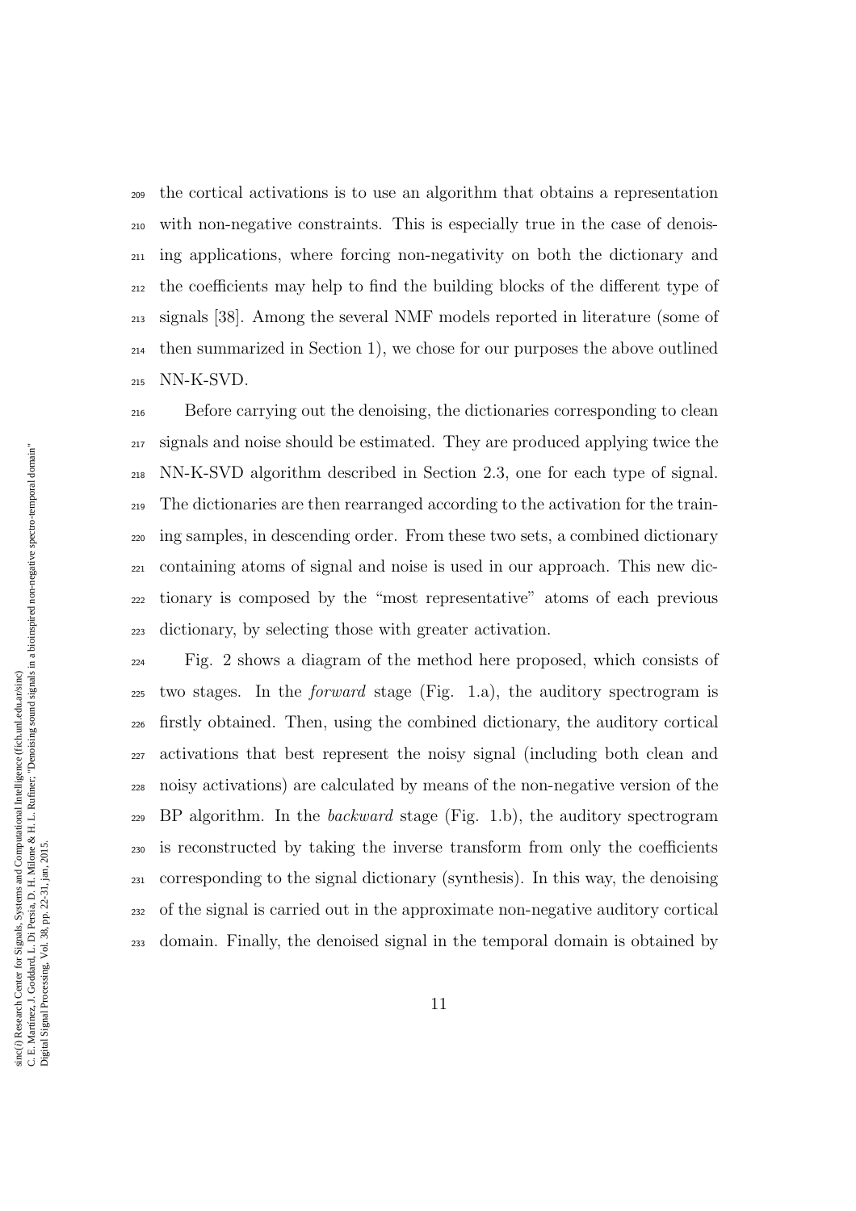the cortical activations is to use an algorithm that obtains a representation with non-negative constraints. This is especially true in the case of denoising applications, where forcing non-negativity on both the dictionary and the coefficients may help to find the building blocks of the different type of signals [38]. Among the several NMF models reported in literature (some of then summarized in Section 1), we chose for our purposes the above outlined NN-K-SVD.

Before carrying out the denoising, the dictionaries corresponding to clean signals and noise should be estimated. They are produced applying twice the NN-K-SVD algorithm described in Section 2.3, one for each type of signal. The dictionaries are then rearranged according to the activation for the training samples, in descending order. From these two sets, a combined dictionary containing atoms of signal and noise is used in our approach. This new dictionary is composed by the "most representative" atoms of each previous dictionary, by selecting those with greater activation.

Fig. 2 shows a diagram of the method here proposed, which consists of two stages. In the *forward* stage (Fig. 1.a), the auditory spectrogram is firstly obtained. Then, using the combined dictionary, the auditory cortical activations that best represent the noisy signal (including both clean and noisy activations) are calculated by means of the non-negative version of the BP algorithm. In the *backward* stage (Fig. 1.b), the auditory spectrogram is reconstructed by taking the inverse transform from only the coefficients corresponding to the signal dictionary (synthesis). In this way, the denoising of the signal is carried out in the approximate non-negative auditory cortical domain. Finally, the denoised signal in the temporal domain is obtained by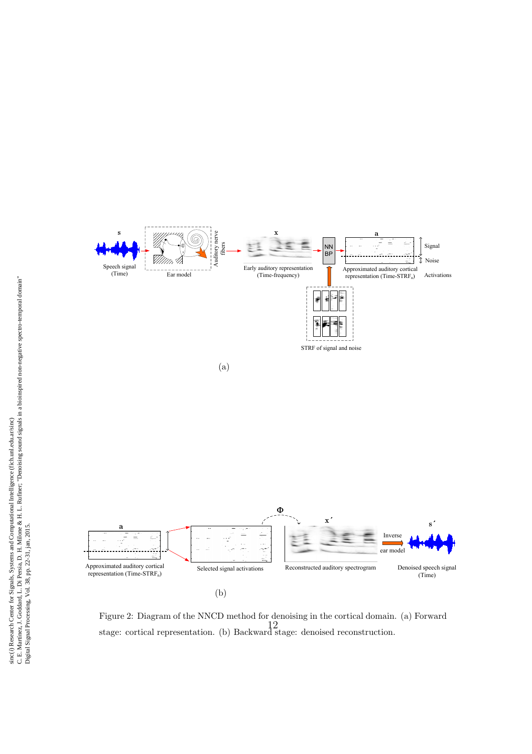Figure 2: Diagram of the NNCD method for denoising in the cortical domain. (a) Forward stage: cortical representation. (b) Backward stage: denoised reconstruction.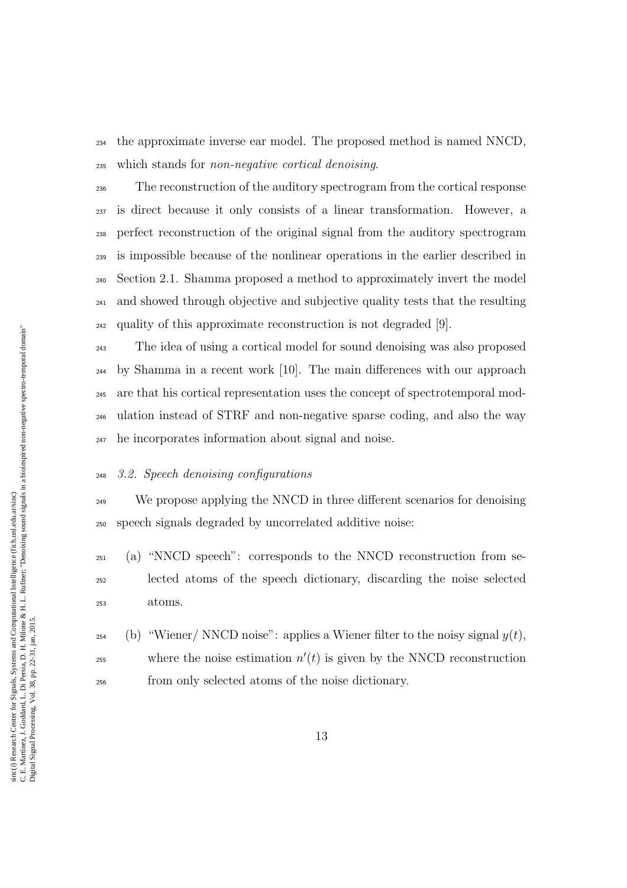the approximate inverse ear model. The proposed method is named NNCD, which stands for *non-negative cortical denoising*.

The reconstruction of the auditory spectrogram from the cortical response is direct because it only consists of a linear transformation. However, a perfect reconstruction of the original signal from the auditory spectrogram is impossible because of the nonlinear operations in the earlier described in Section 2.1. Shamma proposed a method to approximately invert the model and showed through objective and subjective quality tests that the resulting quality of this approximate reconstruction is not degraded [9].

The idea of using a cortical model for sound denoising was also proposed by Shamma in a recent work [10]. The main differences with our approach are that his cortical representation uses the concept of spectrotemporal modulation instead of STRF and non-negative sparse coding, and also the way he incorporates information about signal and noise.

### *3.2. Speech denoising configurations*

We propose applying the NNCD in three different scenarios for denoising speech signals degraded by uncorrelated additive noise:

(a) "NNCD speech": corresponds to the NNCD reconstruction from selected atoms of the speech dictionary, discarding the noise selected atoms.

(b) "Wiener/ NNCD noise": applies a Wiener filter to the noisy signal $y(t)$, where the noise estimation $n'(t)$ is given by the NNCD reconstruction from only selected atoms of the noise dictionary.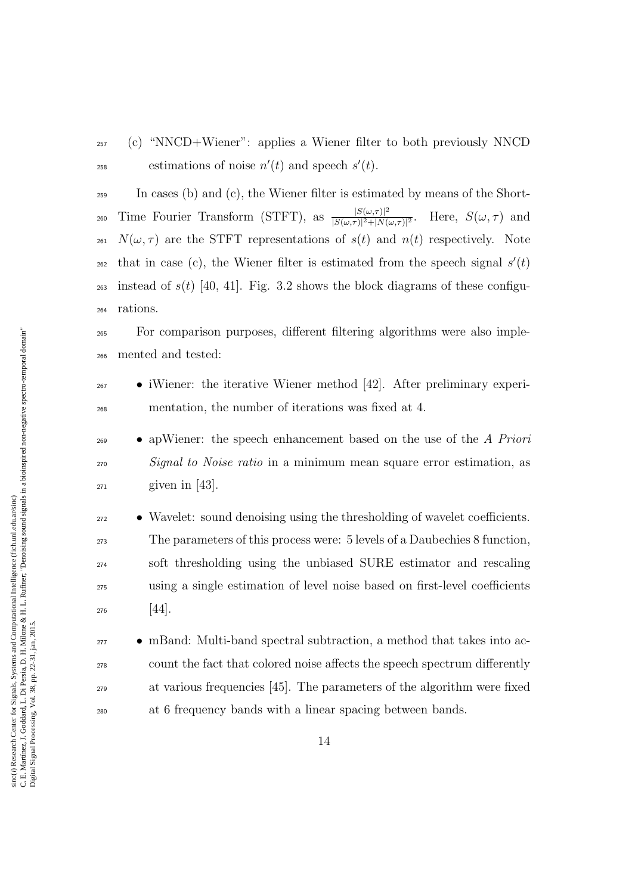(c) "NNCD+Wiener": applies a Wiener filter to both previously NNCD estimations of noise $n'(t)$ and speech $s'(t)$.

In cases (b) and (c), the Wiener filter is estimated by means of the Short-Time Fourier Transform (STFT), as $\frac{|S(\omega,\tau)|^2}{|S(\omega,\tau)|^2+|N(\omega,\tau)|^2}$. Here, $S(\omega, \tau)$ and $N(\omega, \tau)$ are the STFT representations of $s(t)$ and $n(t)$ respectively. Note that in case (c), the Wiener filter is estimated from the speech signal $s'(t)$ instead of $s(t)$ [40, 41]. Fig. 3.2 shows the block diagrams of these configurations.

For comparison purposes, different filtering algorithms were also implemented and tested:

- iWiener: the iterative Wiener method [42]. After preliminary experimentation, the number of iterations was fixed at 4.
- apWiener: the speech enhancement based on the use of the *A Priori Signal to Noise ratio* in a minimum mean square error estimation, as given in [43].
- Wavelet: sound denoising using the thresholding of wavelet coefficients. The parameters of this process were: 5 levels of a Daubechies 8 function, soft thresholding using the unbiased SURE estimator and rescaling using a single estimation of level noise based on first-level coefficients [44].
- mBand: Multi-band spectral subtraction, a method that takes into account the fact that colored noise affects the speech spectrum differently at various frequencies [45]. The parameters of the algorithm were fixed at 6 frequency bands with a linear spacing between bands.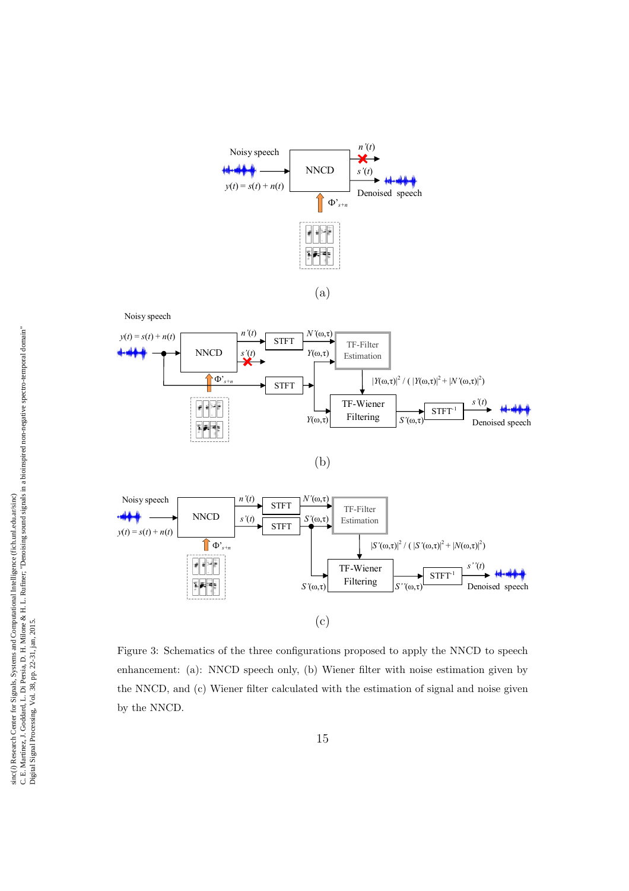Figure 3: Schematics of the three configurations proposed to apply the NNCD to speech enhancement: (a): NNCD speech only, (b) Wiener filter with noise estimation given by the NNCD, and (c) Wiener filter calculated with the estimation of signal and noise given by the NNCD.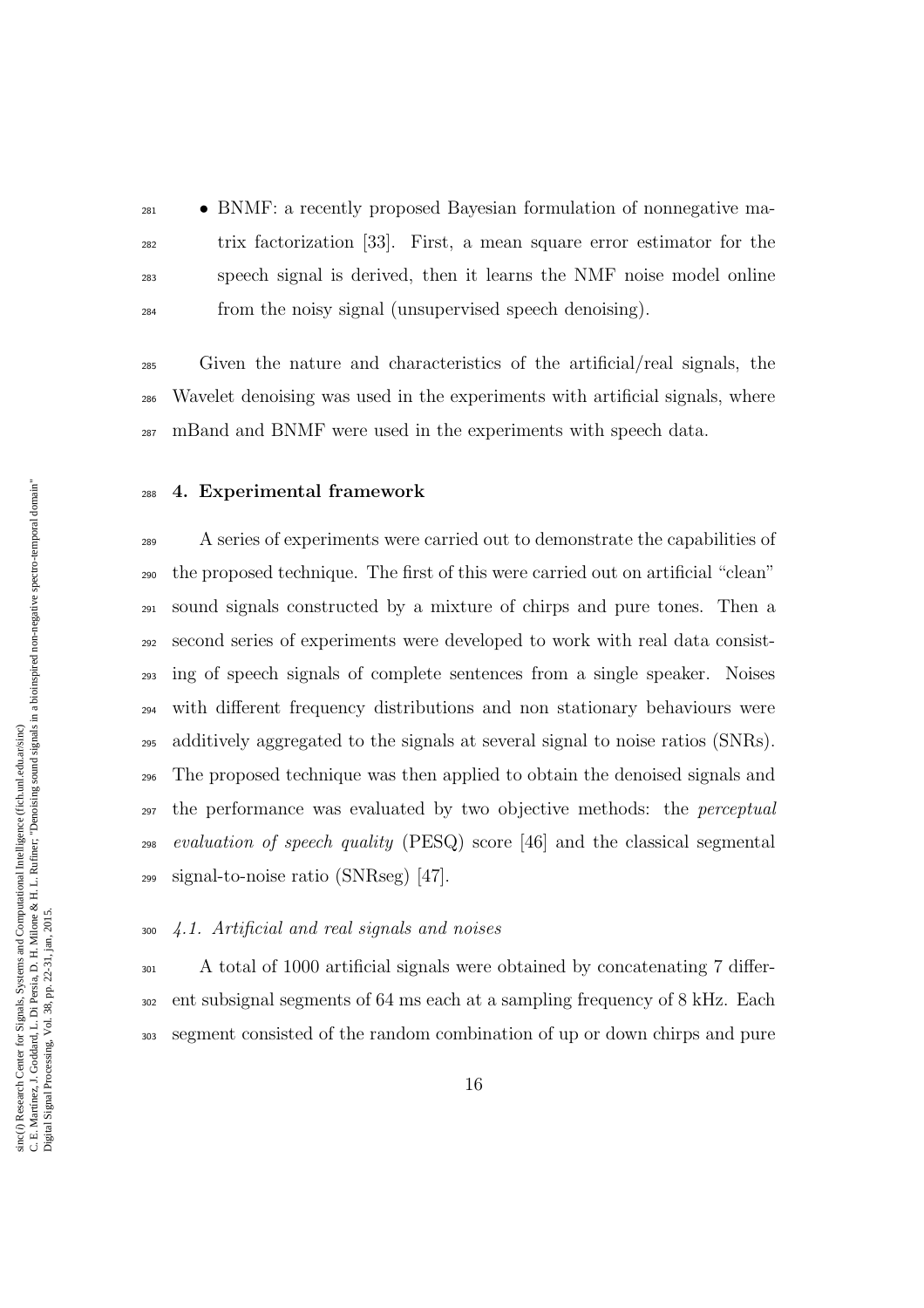- BNMF: a recently proposed Bayesian formulation of nonnegative matrix factorization [33]. First, a mean square error estimator for the speech signal is derived, then it learns the NMF noise model online from the noisy signal (unsupervised speech denoising).

Given the nature and characteristics of the artificial/real signals, the Wavelet denoising was used in the experiments with artificial signals, where mBand and BNMF were used in the experiments with speech data.

## 4. Experimental framework

A series of experiments were carried out to demonstrate the capabilities of the proposed technique. The first of this were carried out on artificial "clean" sound signals constructed by a mixture of chirps and pure tones. Then a second series of experiments were developed to work with real data consisting of speech signals of complete sentences from a single speaker. Noises with different frequency distributions and non stationary behaviours were additively aggregated to the signals at several signal to noise ratios (SNRs). The proposed technique was then applied to obtain the denoised signals and the performance was evaluated by two objective methods: the *perceptual evaluation of speech quality* (PESQ) score [46] and the classical segmental signal-to-noise ratio (SNRseg) [47].

### *4.1. Artificial and real signals and noises*

A total of 1000 artificial signals were obtained by concatenating 7 different subsignal segments of 64 ms each at a sampling frequency of 8 kHz. Each segment consisted of the random combination of up or down chirps and pure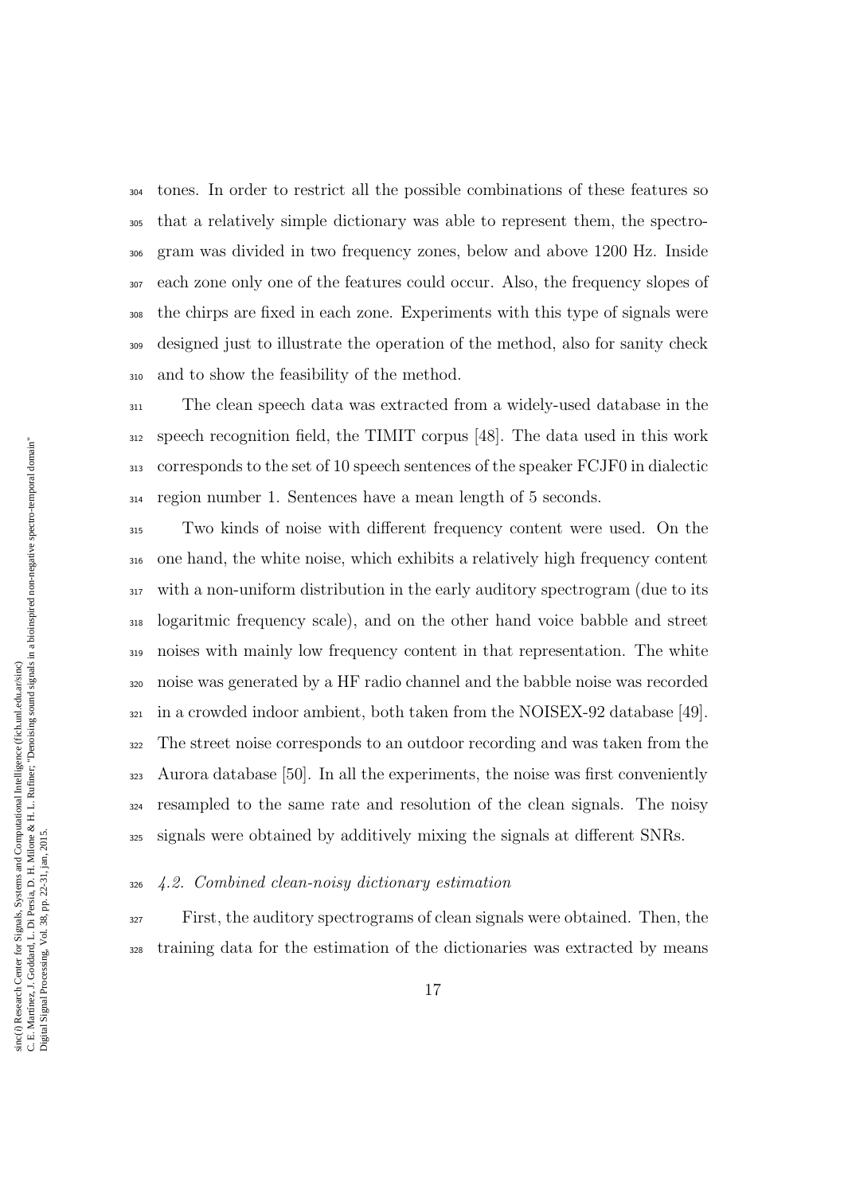tones. In order to restrict all the possible combinations of these features so that a relatively simple dictionary was able to represent them, the spectrogram was divided in two frequency zones, below and above 1200 Hz. Inside each zone only one of the features could occur. Also, the frequency slopes of the chirps are fixed in each zone. Experiments with this type of signals were designed just to illustrate the operation of the method, also for sanity check and to show the feasibility of the method.

The clean speech data was extracted from a widely-used database in the speech recognition field, the TIMIT corpus [48]. The data used in this work corresponds to the set of 10 speech sentences of the speaker FCJF0 in dialectic region number 1. Sentences have a mean length of 5 seconds.

Two kinds of noise with different frequency content were used. On the one hand, the white noise, which exhibits a relatively high frequency content with a non-uniform distribution in the early auditory spectrogram (due to its logaritmic frequency scale), and on the other hand voice babble and street noises with mainly low frequency content in that representation. The white noise was generated by a HF radio channel and the babble noise was recorded in a crowded indoor ambient, both taken from the NOISEX-92 database [49]. The street noise corresponds to an outdoor recording and was taken from the Aurora database [50]. In all the experiments, the noise was first conveniently resampled to the same rate and resolution of the clean signals. The noisy signals were obtained by additively mixing the signals at different SNRs.

### *4.2. Combined clean-noisy dictionary estimation*

First, the auditory spectrograms of clean signals were obtained. Then, the training data for the estimation of the dictionaries was extracted by means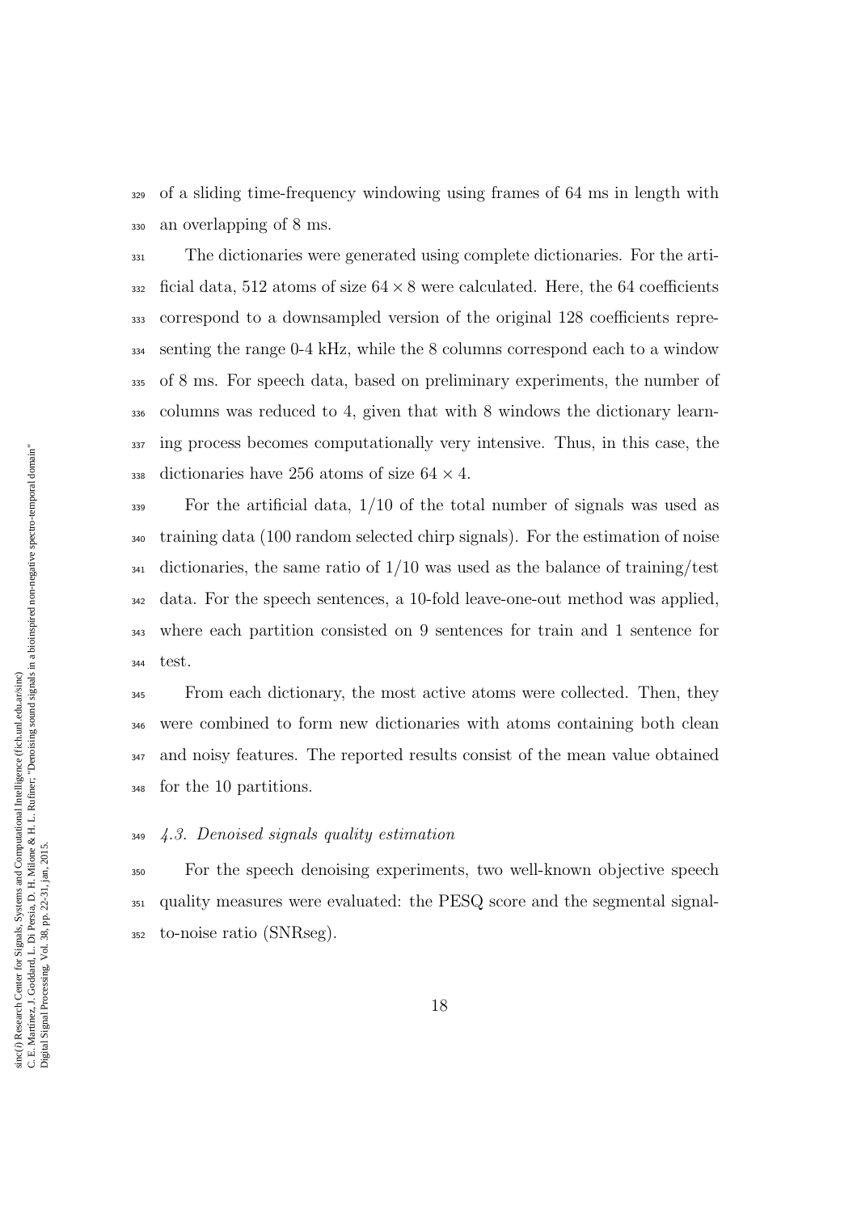of a sliding time-frequency windowing using frames of 64 ms in length with an overlapping of 8 ms.

The dictionaries were generated using complete dictionaries. For the artificial data, 512 atoms of size $64 \times 8$ were calculated. Here, the 64 coefficients correspond to a downsampled version of the original 128 coefficients representing the range 0-4 kHz, while the 8 columns correspond each to a window of 8 ms. For speech data, based on preliminary experiments, the number of columns was reduced to 4, given that with 8 windows the dictionary learning process becomes computationally very intensive. Thus, in this case, the dictionaries have 256 atoms of size $64 \times 4$.

For the artificial data, 1/10 of the total number of signals was used as training data (100 random selected chirp signals). For the estimation of noise dictionaries, the same ratio of 1/10 was used as the balance of training/test data. For the speech sentences, a 10-fold leave-one-out method was applied, where each partition consisted on 9 sentences for train and 1 sentence for test.

From each dictionary, the most active atoms were collected. Then, they were combined to form new dictionaries with atoms containing both clean and noisy features. The reported results consist of the mean value obtained for the 10 partitions.

### *4.3. Denoised signals quality estimation*

For the speech denoising experiments, two well-known objective speech quality measures were evaluated: the PESQ score and the segmental signal-to-noise ratio (SNRseg).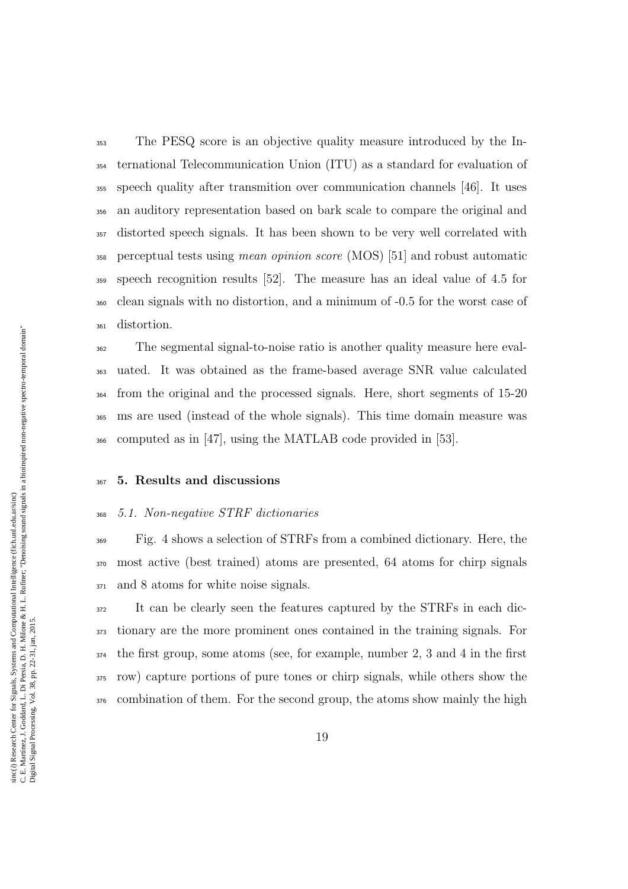The PESQ score is an objective quality measure introduced by the International Telecommunication Union (ITU) as a standard for evaluation of speech quality after transmition over communication channels [46]. It uses an auditory representation based on bark scale to compare the original and distorted speech signals. It has been shown to be very well correlated with perceptual tests using *mean opinion score* (MOS) [51] and robust automatic speech recognition results [52]. The measure has an ideal value of 4.5 for clean signals with no distortion, and a minimum of -0.5 for the worst case of distortion.

The segmental signal-to-noise ratio is another quality measure here evaluated. It was obtained as the frame-based average SNR value calculated from the original and the processed signals. Here, short segments of 15-20 ms are used (instead of the whole signals). This time domain measure was computed as in [47], using the MATLAB code provided in [53].

## 5. Results and discussions

### *5.1. Non-negative STRF dictionaries*

Fig. 4 shows a selection of STRFs from a combined dictionary. Here, the most active (best trained) atoms are presented, 64 atoms for chirp signals and 8 atoms for white noise signals.

It can be clearly seen the features captured by the STRFs in each dictionary are the more prominent ones contained in the training signals. For the first group, some atoms (see, for example, number 2, 3 and 4 in the first row) capture portions of pure tones or chirp signals, while others show the combination of them. For the second group, the atoms show mainly the high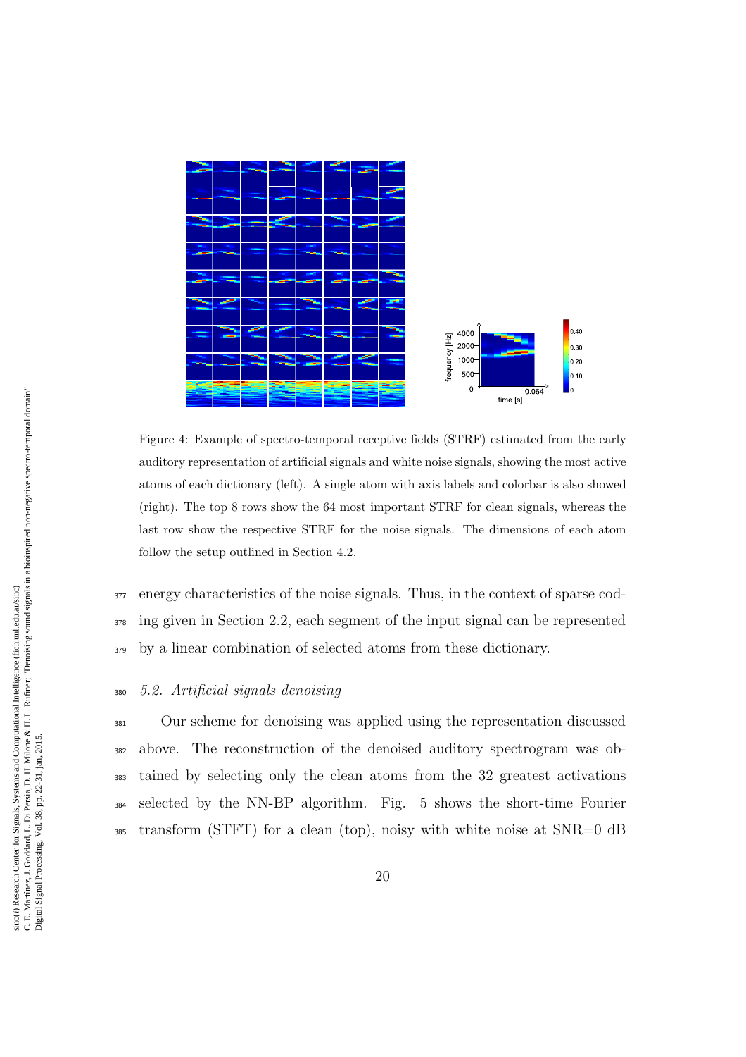Figure 4: Example of spectro-temporal receptive fields (STRF) estimated from the early auditory representation of artificial signals and white noise signals, showing the most active atoms of each dictionary (left). A single atom with axis labels and colorbar is also showed (right). The top 8 rows show the 64 most important STRF for clean signals, whereas the last row show the respective STRF for the noise signals. The dimensions of each atom follow the setup outlined in Section 4.2.

energy characteristics of the noise signals. Thus, in the context of sparse coding given in Section 2.2, each segment of the input signal can be represented by a linear combination of selected atoms from these dictionary.

### *5.2. Artificial signals denoising*

Our scheme for denoising was applied using the representation discussed above. The reconstruction of the denoised auditory spectrogram was obtained by selecting only the clean atoms from the 32 greatest activations selected by the NN-BP algorithm. Fig. 5 shows the short-time Fourier transform (STFT) for a clean (top), noisy with white noise at SNR=0 dB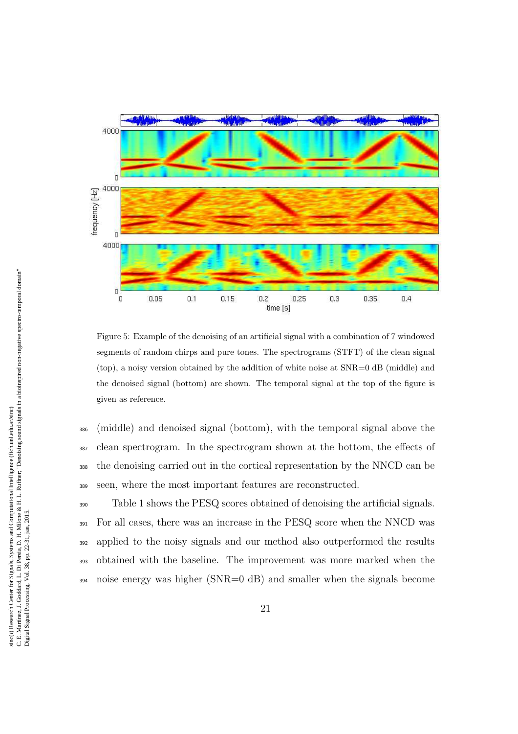Figure 5: Example of the denoising of an artificial signal with a combination of 7 windowed segments of random chirps and pure tones. The spectrograms (STFT) of the clean signal (top), a noisy version obtained by the addition of white noise at SNR=0 dB (middle) and the denoised signal (bottom) are shown. The temporal signal at the top of the figure is given as reference.

(middle) and denoised signal (bottom), with the temporal signal above the clean spectrogram. In the spectrogram shown at the bottom, the effects of the denoising carried out in the cortical representation by the NNCD can be seen, where the most important features are reconstructed.

Table 1 shows the PESQ scores obtained of denoising the artificial signals. For all cases, there was an increase in the PESQ score when the NNCD was applied to the noisy signals and our method also outperformed the results obtained with the baseline. The improvement was more marked when the noise energy was higher (SNR=0 dB) and smaller when the signals become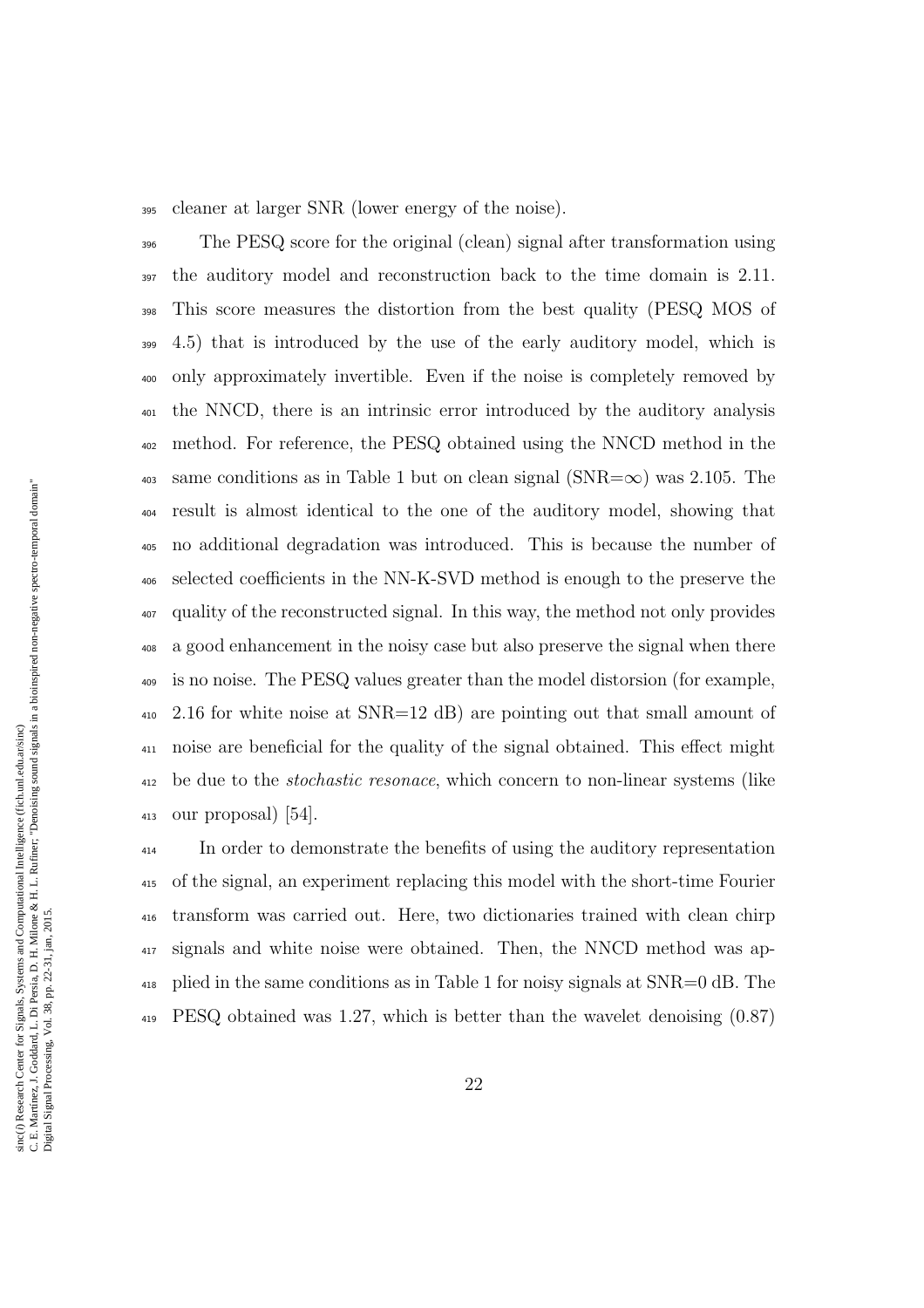cleaner at larger SNR (lower energy of the noise).

The PESQ score for the original (clean) signal after transformation using the auditory model and reconstruction back to the time domain is 2.11. This score measures the distortion from the best quality (PESQ MOS of 4.5) that is introduced by the use of the early auditory model, which is only approximately invertible. Even if the noise is completely removed by the NNCD, there is an intrinsic error introduced by the auditory analysis method. For reference, the PESQ obtained using the NNCD method in the same conditions as in Table 1 but on clean signal (SNR=$\infty$) was 2.105. The result is almost identical to the one of the auditory model, showing that no additional degradation was introduced. This is because the number of selected coefficients in the NN-K-SVD method is enough to the preserve the quality of the reconstructed signal. In this way, the method not only provides a good enhancement in the noisy case but also preserve the signal when there is no noise. The PESQ values greater than the model distorsion (for example, 2.16 for white noise at SNR=12 dB) are pointing out that small amount of noise are beneficial for the quality of the signal obtained. This effect might be due to the *stochastic resonace*, which concern to non-linear systems (like our proposal) [54].

In order to demonstrate the benefits of using the auditory representation of the signal, an experiment replacing this model with the short-time Fourier transform was carried out. Here, two dictionaries trained with clean chirp signals and white noise were obtained. Then, the NNCD method was applied in the same conditions as in Table 1 for noisy signals at SNR=0 dB. The PESQ obtained was 1.27, which is better than the wavelet denoising (0.87)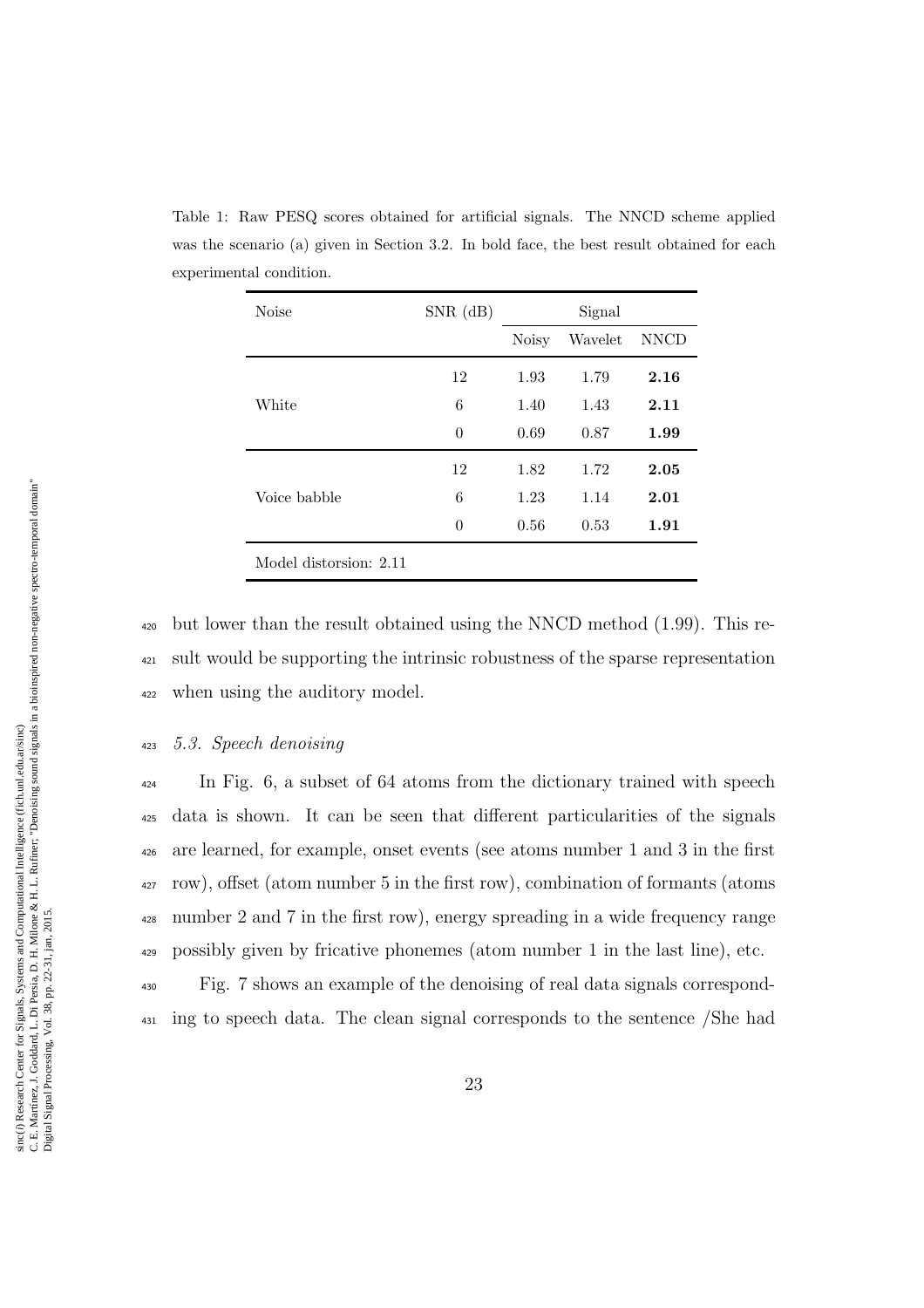Table 1: Raw PESQ scores obtained for artificial signals. The NNCD scheme applied was the scenario (a) given in Section 3.2. In bold face, the best result obtained for each experimental condition.

| Noise | SNR (dB) | Signal | | |
|---|---|---|---|---|
| | | Noisy | Wavelet | NNCD |
| White | 12 | 1.93 | 1.79 | **2.16** |
| | 6 | 1.40 | 1.43 | **2.11** |
| | 0 | 0.69 | 0.87 | **1.99** |
| Voice babble | 12 | 1.82 | 1.72 | **2.05** |
| | 6 | 1.23 | 1.14 | **2.01** |
| | 0 | 0.56 | 0.53 | **1.91** |
| Model distorsion: 2.11 | | | | |

but lower than the result obtained using the NNCD method (1.99). This result would be supporting the intrinsic robustness of the sparse representation when using the auditory model.

### *5.3. Speech denoising*

In Fig. 6, a subset of 64 atoms from the dictionary trained with speech data is shown. It can be seen that different particularities of the signals are learned, for example, onset events (see atoms number 1 and 3 in the first row), offset (atom number 5 in the first row), combination of formants (atoms number 2 and 7 in the first row), energy spreading in a wide frequency range possibly given by fricative phonemes (atom number 1 in the last line), etc.

Fig. 7 shows an example of the denoising of real data signals corresponding to speech data. The clean signal corresponds to the sentence /She had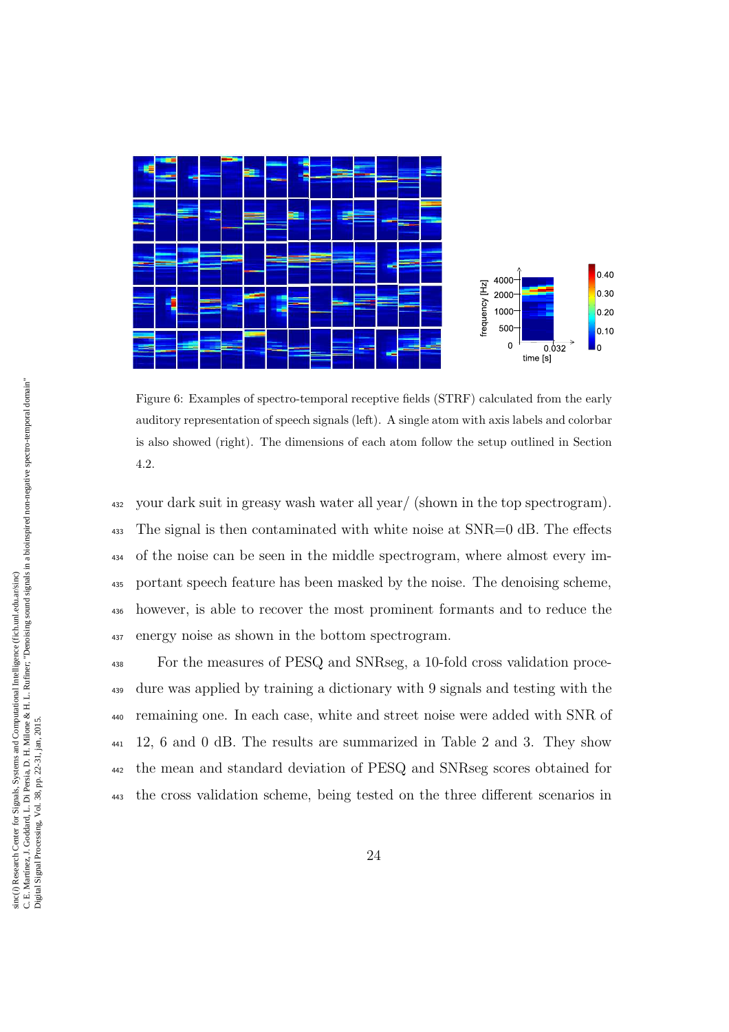Figure 6: Examples of spectro-temporal receptive fields (STRF) calculated from the early auditory representation of speech signals (left). A single atom with axis labels and colorbar is also showed (right). The dimensions of each atom follow the setup outlined in Section 4.2.

your dark suit in greasy wash water all year/ (shown in the top spectrogram). The signal is then contaminated with white noise at SNR=0 dB. The effects of the noise can be seen in the middle spectrogram, where almost every important speech feature has been masked by the noise. The denoising scheme, however, is able to recover the most prominent formants and to reduce the energy noise as shown in the bottom spectrogram.

For the measures of PESQ and SNRseg, a 10-fold cross validation procedure was applied by training a dictionary with 9 signals and testing with the remaining one. In each case, white and street noise were added with SNR of 12, 6 and 0 dB. The results are summarized in Table 2 and 3. They show the mean and standard deviation of PESQ and SNRseg scores obtained for the cross validation scheme, being tested on the three different scenarios in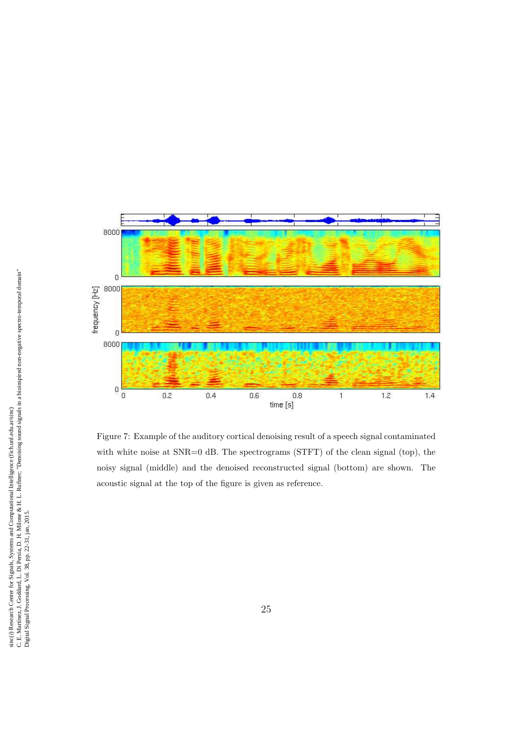Figure 7: Example of the auditory cortical denoising result of a speech signal contaminated with white noise at SNR=0 dB. The spectrograms (STFT) of the clean signal (top), the noisy signal (middle) and the denoised reconstructed signal (bottom) are shown. The acoustic signal at the top of the figure is given as reference.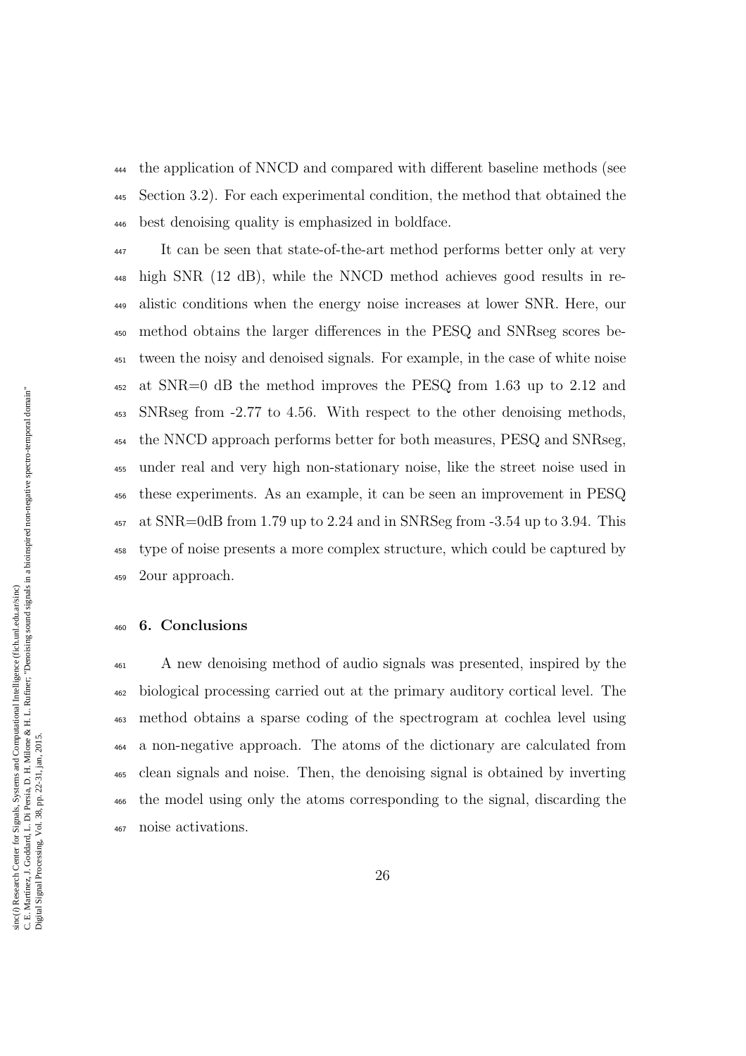the application of NNCD and compared with different baseline methods (see Section 3.2). For each experimental condition, the method that obtained the best denoising quality is emphasized in boldface.

It can be seen that state-of-the-art method performs better only at very high SNR (12 dB), while the NNCD method achieves good results in realistic conditions when the energy noise increases at lower SNR. Here, our method obtains the larger differences in the PESQ and SNRseg scores between the noisy and denoised signals. For example, in the case of white noise at SNR=0 dB the method improves the PESQ from 1.63 up to 2.12 and SNRseg from -2.77 to 4.56. With respect to the other denoising methods, the NNCD approach performs better for both measures, PESQ and SNRseg, under real and very high non-stationary noise, like the street noise used in these experiments. As an example, it can be seen an improvement in PESQ at SNR=0dB from 1.79 up to 2.24 and in SNRSeg from -3.54 up to 3.94. This type of noise presents a more complex structure, which could be captured by 2our approach.

## 6. Conclusions

A new denoising method of audio signals was presented, inspired by the biological processing carried out at the primary auditory cortical level. The method obtains a sparse coding of the spectrogram at cochlea level using a non-negative approach. The atoms of the dictionary are calculated from clean signals and noise. Then, the denoising signal is obtained by inverting the model using only the atoms corresponding to the signal, discarding the noise activations.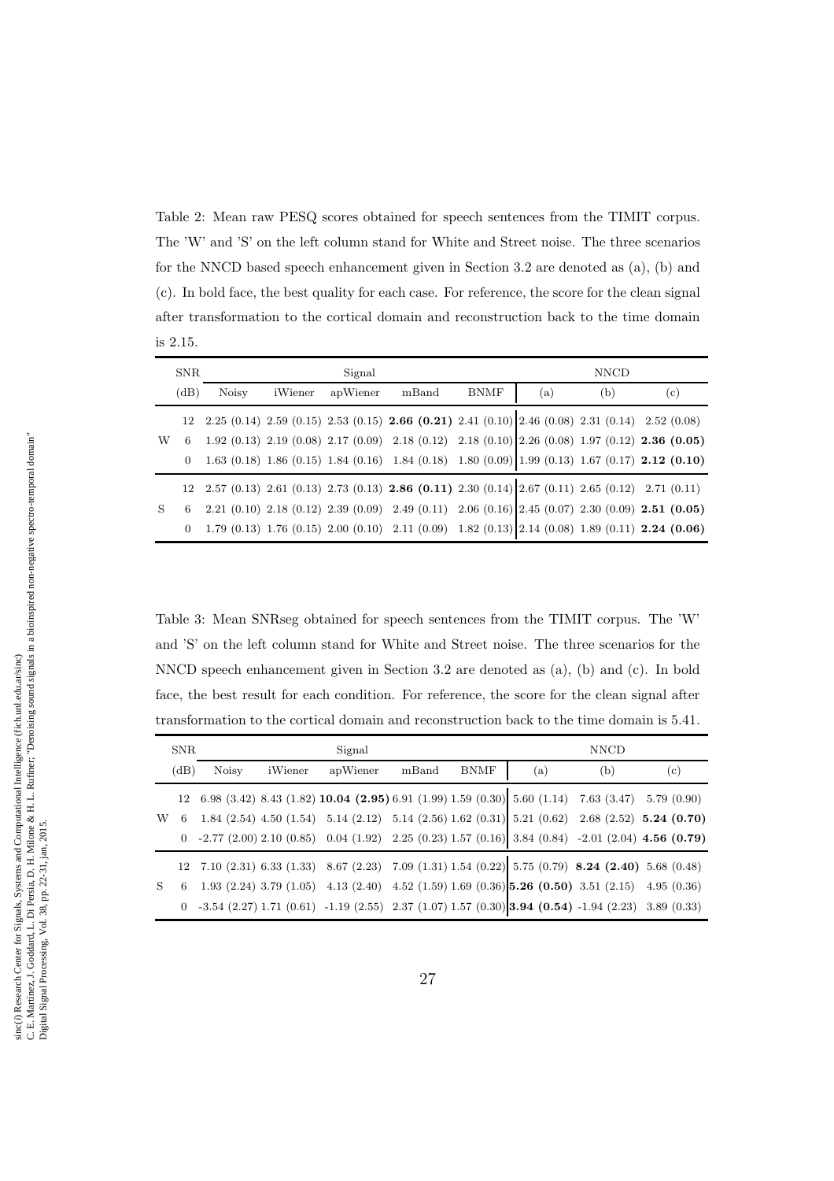Table 2: Mean raw PESQ scores obtained for speech sentences from the TIMIT corpus. The 'W' and 'S' on the left column stand for White and Street noise. The three scenarios for the NNCD based speech enhancement given in Section 3.2 are denoted as (a), (b) and (c). In bold face, the best quality for each case. For reference, the score for the clean signal after transformation to the cortical domain and reconstruction back to the time domain is 2.15.

| | SNR | Signal | | | | | NNCD | | |
|---|---|---|---|---|---|---|---|---|---|
| | (dB) | Noisy | iWiener | apWiener | mBand | BNMF | (a) | (b) | (c) |
| W | 12 | 2.25 (0.14) | 2.59 (0.15) | 2.53 (0.15) | **2.66 (0.21)** | 2.41 (0.10) | 2.46 (0.08) | 2.31 (0.14) | 2.52 (0.08) |
| | 6 | 1.92 (0.13) | 2.19 (0.08) | 2.17 (0.09) | 2.18 (0.12) | 2.18 (0.10) | 2.26 (0.08) | 1.97 (0.12) | **2.36 (0.05)** |
| | 0 | 1.63 (0.18) | 1.86 (0.15) | 1.84 (0.16) | 1.84 (0.18) | 1.80 (0.09) | 1.99 (0.13) | 1.67 (0.17) | **2.12 (0.10)** |
| S | 12 | 2.57 (0.13) | 2.61 (0.13) | 2.73 (0.13) | **2.86 (0.11)** | 2.30 (0.14) | 2.67 (0.11) | 2.65 (0.12) | 2.71 (0.11) |
| | 6 | 2.21 (0.10) | 2.18 (0.12) | 2.39 (0.09) | 2.49 (0.11) | 2.06 (0.16) | 2.45 (0.07) | 2.30 (0.09) | **2.51 (0.05)** |
| | 0 | 1.79 (0.13) | 1.76 (0.15) | 2.00 (0.10) | 2.11 (0.09) | 1.82 (0.13) | 2.14 (0.08) | 1.89 (0.11) | **2.24 (0.06)** |

Table 3: Mean SNRseg obtained for speech sentences from the TIMIT corpus. The 'W' and 'S' on the left column stand for White and Street noise. The three scenarios for the NNCD speech enhancement given in Section 3.2 are denoted as (a), (b) and (c). In bold face, the best result for each condition. For reference, the score for the clean signal after transformation to the cortical domain and reconstruction back to the time domain is 5.41.

| | SNR | Signal | | | | | NNCD | | |
|---|---|---|---|---|---|---|---|---|---|
| | (dB) | Noisy | iWiener | apWiener | mBand | BNMF | (a) | (b) | (c) |
| W | 12 | 6.98 (3.42) | 8.43 (1.82) | **10.04 (2.95)** | 6.91 (1.99) | 1.59 (0.30) | 5.60 (1.14) | 7.63 (3.47) | 5.79 (0.90) |
| | 6 | 1.84 (2.54) | 4.50 (1.54) | 5.14 (2.12) | 5.14 (2.56) | 1.62 (0.31) | 5.21 (0.62) | 2.68 (2.52) | **5.24 (0.70)** |
| | 0 | -2.77 (2.00) | 2.10 (0.85) | 0.04 (1.92) | 2.25 (0.23) | 1.57 (0.16) | 3.84 (0.84) | -2.01 (2.04) | **4.56 (0.79)** |
| S | 12 | 7.10 (2.31) | 6.33 (1.33) | 8.67 (2.23) | 7.09 (1.31) | 1.54 (0.22) | 5.75 (0.79) | **8.24 (2.40)** | 5.68 (0.48) |
| | 6 | 1.93 (2.24) | 3.79 (1.05) | 4.13 (2.40) | 4.52 (1.59) | 1.69 (0.36) | **5.26 (0.50)** | 3.51 (2.15) | 4.95 (0.36) |
| | 0 | -3.54 (2.27) | 1.71 (0.61) | -1.19 (2.55) | 2.37 (1.07) | 1.57 (0.30) | **3.94 (0.54)** | -1.94 (2.23) | 3.89 (0.33) |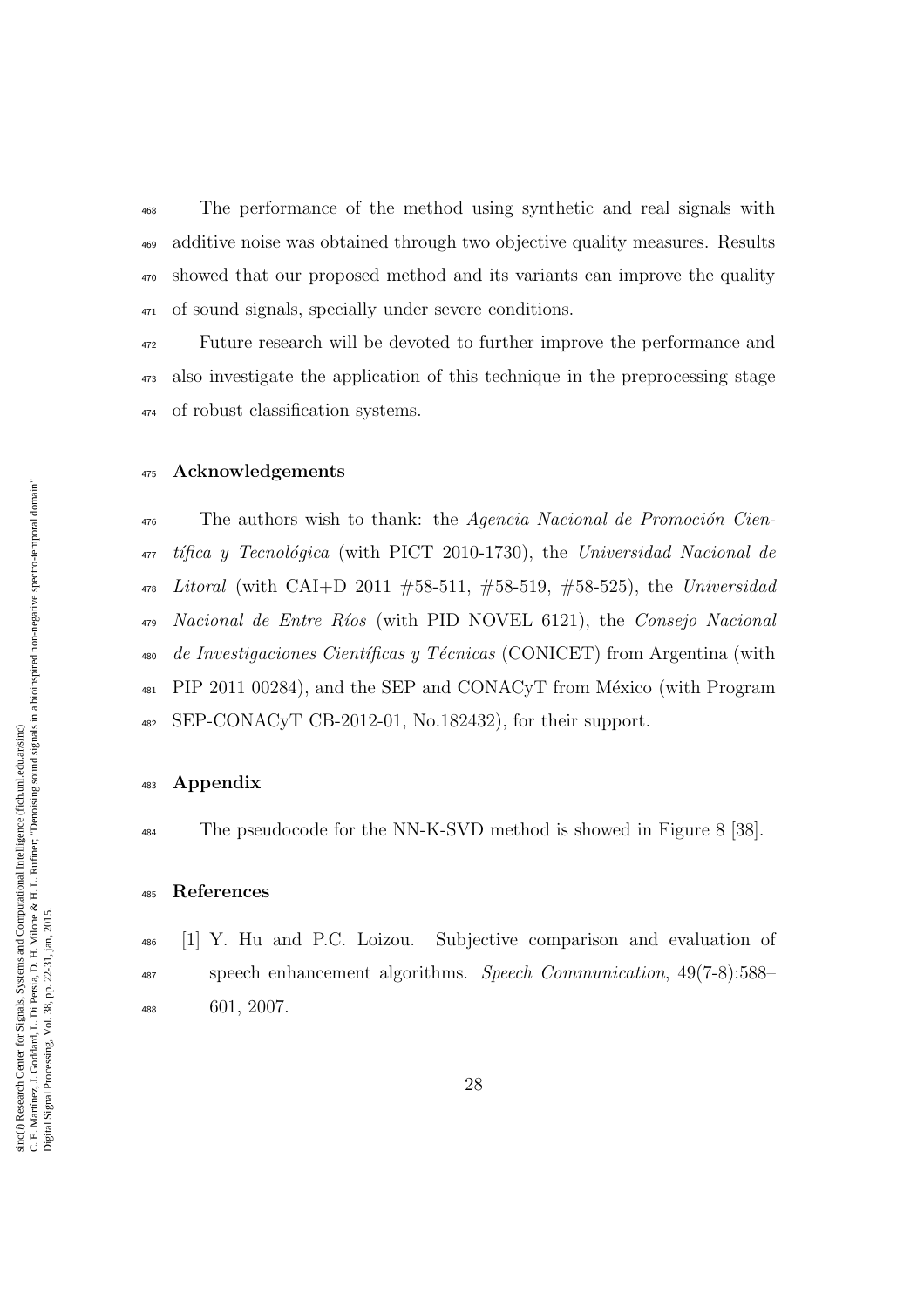The performance of the method using synthetic and real signals with additive noise was obtained through two objective quality measures. Results showed that our proposed method and its variants can improve the quality of sound signals, specially under severe conditions.

Future research will be devoted to further improve the performance and also investigate the application of this technique in the preprocessing stage of robust classification systems.

## Acknowledgements

The authors wish to thank: the *Agencia Nacional de Promoción Científica y Tecnológica* (with PICT 2010-1730), the *Universidad Nacional de Litoral* (with CAI+D 2011 #58-511, #58-519, #58-525), the *Universidad Nacional de Entre Ríos* (with PID NOVEL 6121), the *Consejo Nacional de Investigaciones Científicas y Técnicas* (CONICET) from Argentina (with PIP 2011 00284), and the SEP and CONACyT from México (with Program SEP-CONACyT CB-2012-01, No.182432), for their support.

## Appendix

The pseudocode for the NN-K-SVD method is showed in Figure 8 [38].

## References

[1] Y. Hu and P.C. Loizou. Subjective comparison and evaluation of speech enhancement algorithms. *Speech Communication*, 49(7-8):588–601, 2007.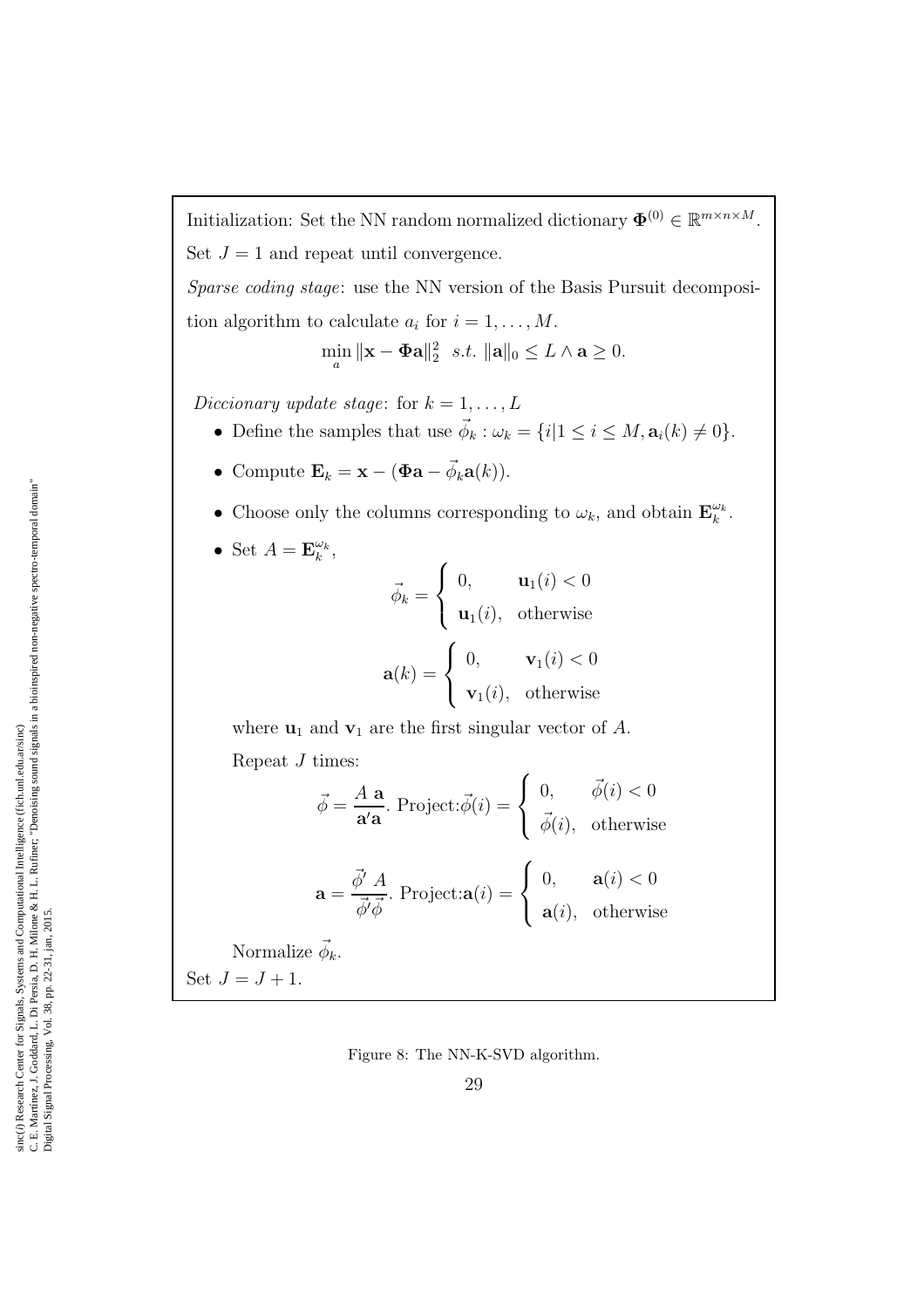Initialization: Set the NN random normalized dictionary $\mathbf{\Phi}^{(0)} \in \mathbb{R}^{m \times n \times M}$.

Set $J = 1$ and repeat until convergence.

*Sparse coding stage*: use the NN version of the Basis Pursuit decomposition algorithm to calculate $a_i$ for $i = 1, \ldots, M$.

$$\min_{a} \|\mathbf{x} - \mathbf{\Phi}\mathbf{a}\|_2^2 \;\; s.t. \; \|\mathbf{a}\|_0 \leq L \wedge \mathbf{a} \geq 0.$$

*Diccionary update stage*: for $k = 1, \ldots, L$

- Define the samples that use $\vec{\phi}_k : \omega_k = \{i | 1 \leq i \leq M, \mathbf{a}_i(k) \neq 0\}$.
- Compute $\mathbf{E}_k = \mathbf{x} - (\mathbf{\Phi}\mathbf{a} - \vec{\phi}_k \mathbf{a}(k))$.
- Choose only the columns corresponding to $\omega_k$, and obtain $\mathbf{E}_k^{\omega_k}$.
- Set $A = \mathbf{E}_k^{\omega_k}$,

$$\vec{\phi}_k = \begin{cases} 0, & \mathbf{u}_1(i) < 0 \\ \mathbf{u}_1(i), & \text{otherwise} \end{cases}$$

$$\mathbf{a}(k) = \begin{cases} 0, & \mathbf{v}_1(i) < 0 \\ \mathbf{v}_1(i), & \text{otherwise} \end{cases}$$

where $\mathbf{u}_1$ and $\mathbf{v}_1$ are the first singular vector of $A$.

Repeat $J$ times:

$$\vec{\phi} = \frac{A \; \mathbf{a}}{\mathbf{a}'\mathbf{a}}. \text{ Project:} \vec{\phi}(i) = \begin{cases} 0, & \vec{\phi}(i) < 0 \\ \vec{\phi}(i), & \text{otherwise} \end{cases}$$

$$\mathbf{a} = \frac{\vec{\phi}' \; A}{\vec{\phi}'\vec{\phi}}. \text{ Project:} \mathbf{a}(i) = \begin{cases} 0, & \mathbf{a}(i) < 0 \\ \mathbf{a}(i), & \text{otherwise} \end{cases}$$

Normalize $\vec{\phi}_k$.

Set $J = J + 1$.

Figure 8: The NN-K-SVD algorithm.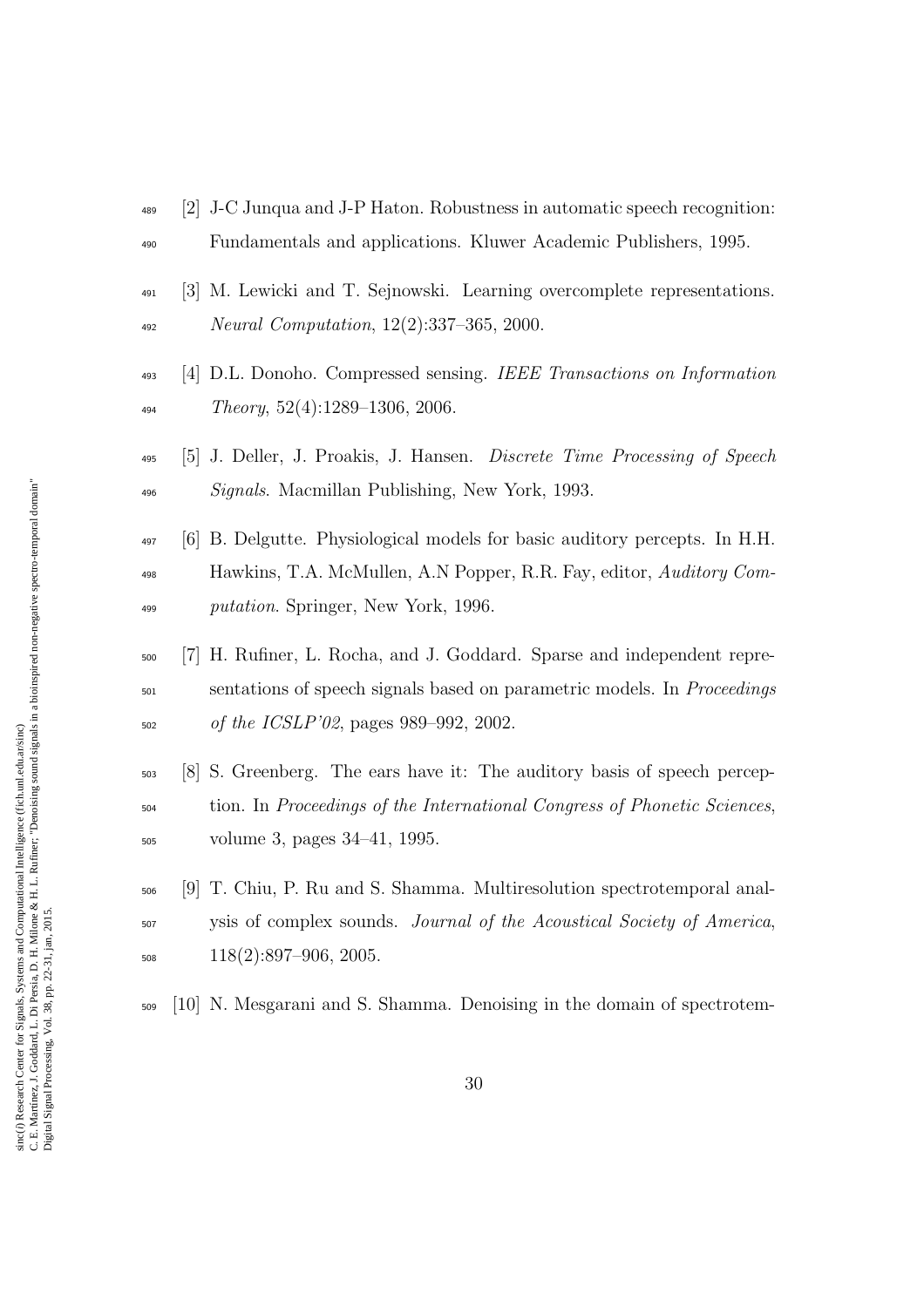[2] J-C Junqua and J-P Haton. Robustness in automatic speech recognition: Fundamentals and applications. Kluwer Academic Publishers, 1995.

[3] M. Lewicki and T. Sejnowski. Learning overcomplete representations. *Neural Computation*, 12(2):337–365, 2000.

[4] D.L. Donoho. Compressed sensing. *IEEE Transactions on Information Theory*, 52(4):1289–1306, 2006.

[5] J. Deller, J. Proakis, J. Hansen. *Discrete Time Processing of Speech Signals*. Macmillan Publishing, New York, 1993.

[6] B. Delgutte. Physiological models for basic auditory percepts. In H.H. Hawkins, T.A. McMullen, A.N Popper, R.R. Fay, editor, *Auditory Computation*. Springer, New York, 1996.

[7] H. Rufiner, L. Rocha, and J. Goddard. Sparse and independent representations of speech signals based on parametric models. In *Proceedings of the ICSLP'02*, pages 989–992, 2002.

[8] S. Greenberg. The ears have it: The auditory basis of speech perception. In *Proceedings of the International Congress of Phonetic Sciences*, volume 3, pages 34–41, 1995.

[9] T. Chiu, P. Ru and S. Shamma. Multiresolution spectrotemporal analysis of complex sounds. *Journal of the Acoustical Society of America*, 118(2):897–906, 2005.

[10] N. Mesgarani and S. Shamma. Denoising in the domain of spectrotem-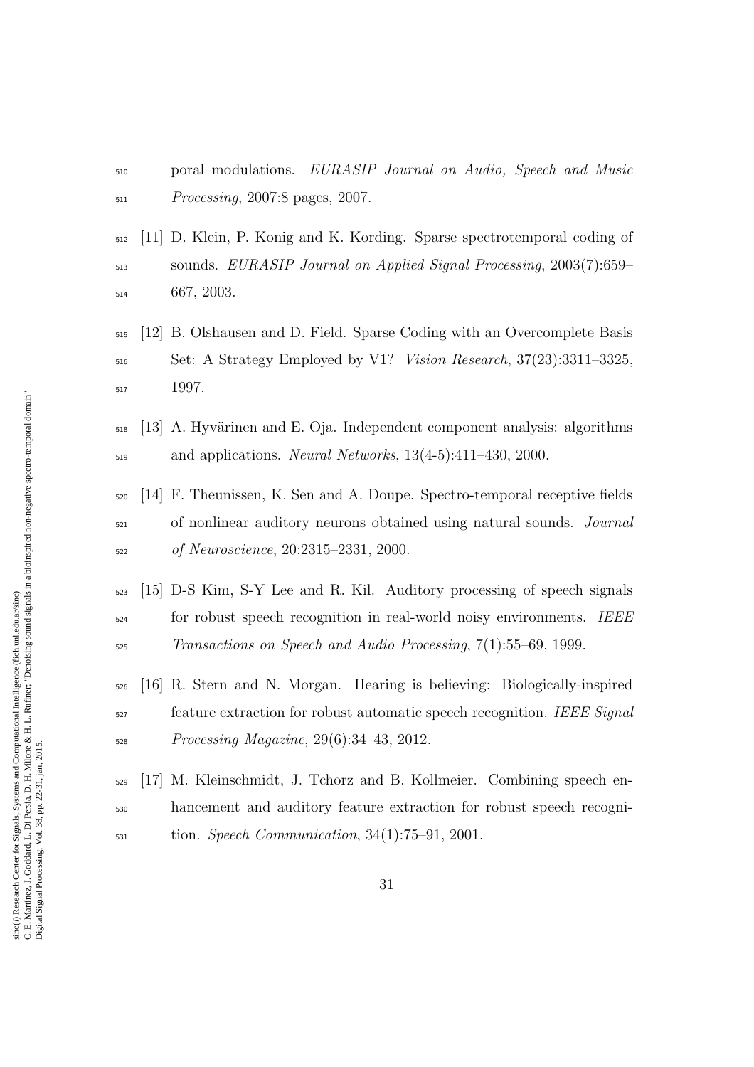poral modulations. *EURASIP Journal on Audio, Speech and Music Processing*, 2007:8 pages, 2007.

[11] D. Klein, P. Konig and K. Kording. Sparse spectrotemporal coding of sounds. *EURASIP Journal on Applied Signal Processing*, 2003(7):659–667, 2003.

[12] B. Olshausen and D. Field. Sparse Coding with an Overcomplete Basis Set: A Strategy Employed by V1? *Vision Research*, 37(23):3311–3325, 1997.

[13] A. Hyvärinen and E. Oja. Independent component analysis: algorithms and applications. *Neural Networks*, 13(4-5):411–430, 2000.

[14] F. Theunissen, K. Sen and A. Doupe. Spectro-temporal receptive fields of nonlinear auditory neurons obtained using natural sounds. *Journal of Neuroscience*, 20:2315–2331, 2000.

[15] D-S Kim, S-Y Lee and R. Kil. Auditory processing of speech signals for robust speech recognition in real-world noisy environments. *IEEE Transactions on Speech and Audio Processing*, 7(1):55–69, 1999.

[16] R. Stern and N. Morgan. Hearing is believing: Biologically-inspired feature extraction for robust automatic speech recognition. *IEEE Signal Processing Magazine*, 29(6):34–43, 2012.

[17] M. Kleinschmidt, J. Tchorz and B. Kollmeier. Combining speech enhancement and auditory feature extraction for robust speech recognition. *Speech Communication*, 34(1):75–91, 2001.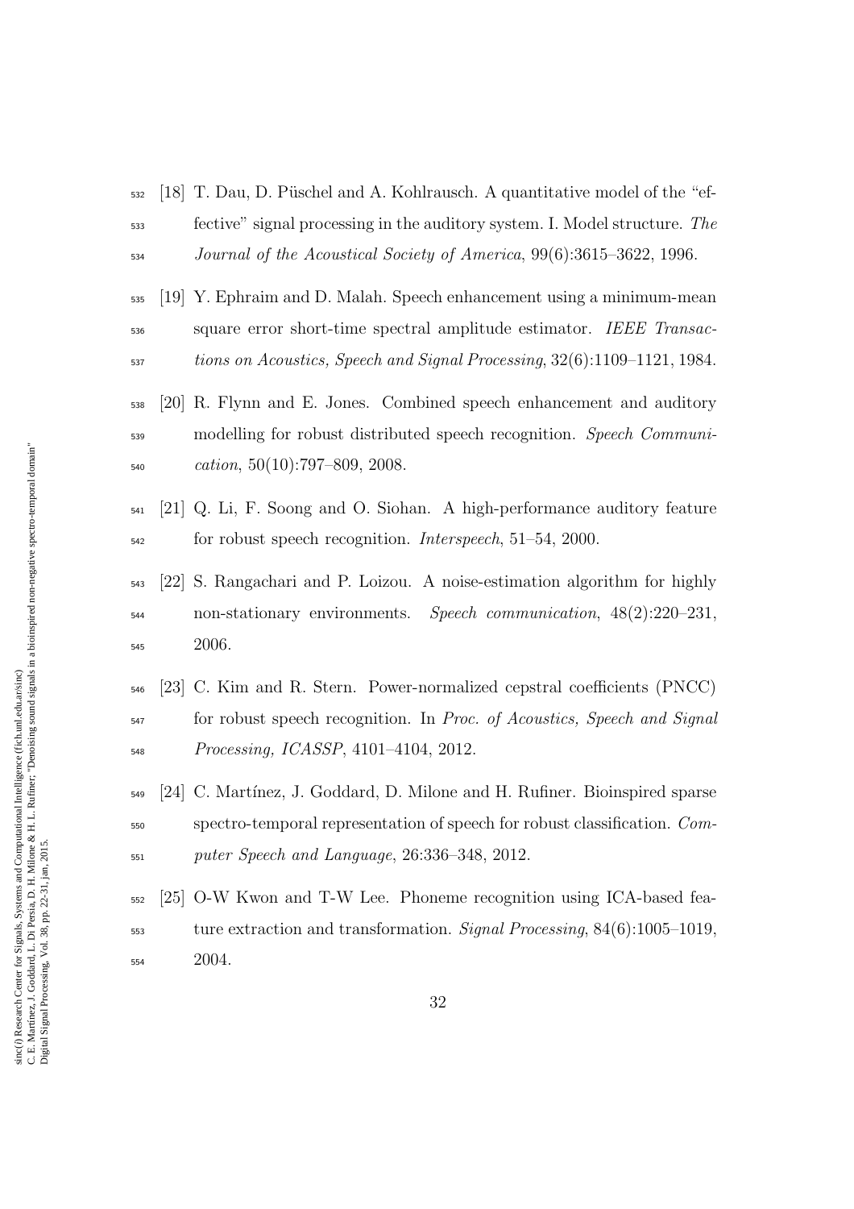[18] T. Dau, D. Püschel and A. Kohlrausch. A quantitative model of the "effective" signal processing in the auditory system. I. Model structure. *The Journal of the Acoustical Society of America*, 99(6):3615–3622, 1996.

[19] Y. Ephraim and D. Malah. Speech enhancement using a minimum-mean square error short-time spectral amplitude estimator. *IEEE Transactions on Acoustics, Speech and Signal Processing*, 32(6):1109–1121, 1984.

[20] R. Flynn and E. Jones. Combined speech enhancement and auditory modelling for robust distributed speech recognition. *Speech Communication*, 50(10):797–809, 2008.

[21] Q. Li, F. Soong and O. Siohan. A high-performance auditory feature for robust speech recognition. *Interspeech*, 51–54, 2000.

[22] S. Rangachari and P. Loizou. A noise-estimation algorithm for highly non-stationary environments. *Speech communication*, 48(2):220–231, 2006.

[23] C. Kim and R. Stern. Power-normalized cepstral coefficients (PNCC) for robust speech recognition. In *Proc. of Acoustics, Speech and Signal Processing, ICASSP*, 4101–4104, 2012.

[24] C. Martínez, J. Goddard, D. Milone and H. Rufiner. Bioinspired sparse spectro-temporal representation of speech for robust classification. *Computer Speech and Language*, 26:336–348, 2012.

[25] O-W Kwon and T-W Lee. Phoneme recognition using ICA-based feature extraction and transformation. *Signal Processing*, 84(6):1005–1019, 2004.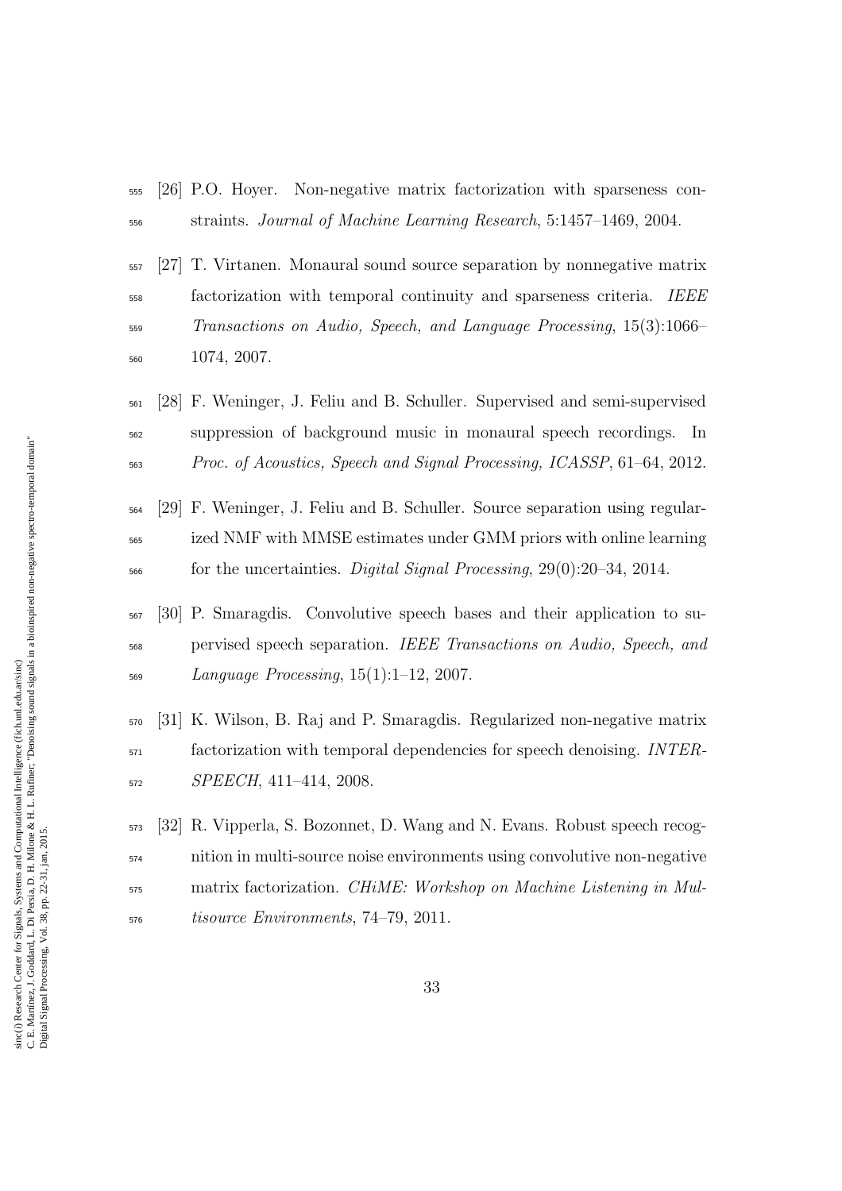[26] P.O. Hoyer. Non-negative matrix factorization with sparseness constraints. *Journal of Machine Learning Research*, 5:1457–1469, 2004.

[27] T. Virtanen. Monaural sound source separation by nonnegative matrix factorization with temporal continuity and sparseness criteria. *IEEE Transactions on Audio, Speech, and Language Processing*, 15(3):1066–1074, 2007.

[28] F. Weninger, J. Feliu and B. Schuller. Supervised and semi-supervised suppression of background music in monaural speech recordings. In *Proc. of Acoustics, Speech and Signal Processing, ICASSP*, 61–64, 2012.

[29] F. Weninger, J. Feliu and B. Schuller. Source separation using regularized NMF with MMSE estimates under GMM priors with online learning for the uncertainties. *Digital Signal Processing*, 29(0):20–34, 2014.

[30] P. Smaragdis. Convolutive speech bases and their application to supervised speech separation. *IEEE Transactions on Audio, Speech, and Language Processing*, 15(1):1–12, 2007.

[31] K. Wilson, B. Raj and P. Smaragdis. Regularized non-negative matrix factorization with temporal dependencies for speech denoising. *INTERSPEECH*, 411–414, 2008.

[32] R. Vipperla, S. Bozonnet, D. Wang and N. Evans. Robust speech recognition in multi-source noise environments using convolutive non-negative matrix factorization. *CHiME: Workshop on Machine Listening in Multisource Environments*, 74–79, 2011.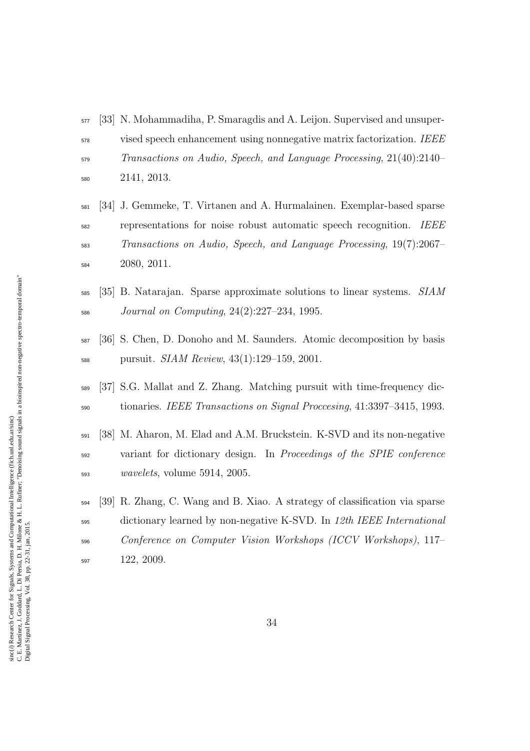[33] N. Mohammadiha, P. Smaragdis and A. Leijon. Supervised and unsupervised speech enhancement using nonnegative matrix factorization. *IEEE Transactions on Audio, Speech, and Language Processing*, 21(40):2140–2141, 2013.

[34] J. Gemmeke, T. Virtanen and A. Hurmalainen. Exemplar-based sparse representations for noise robust automatic speech recognition. *IEEE Transactions on Audio, Speech, and Language Processing*, 19(7):2067–2080, 2011.

[35] B. Natarajan. Sparse approximate solutions to linear systems. *SIAM Journal on Computing*, 24(2):227–234, 1995.

[36] S. Chen, D. Donoho and M. Saunders. Atomic decomposition by basis pursuit. *SIAM Review*, 43(1):129–159, 2001.

[37] S.G. Mallat and Z. Zhang. Matching pursuit with time-frequency dictionaries. *IEEE Transactions on Signal Proccesing*, 41:3397–3415, 1993.

[38] M. Aharon, M. Elad and A.M. Bruckstein. K-SVD and its non-negative variant for dictionary design. In *Proceedings of the SPIE conference wavelets*, volume 5914, 2005.

[39] R. Zhang, C. Wang and B. Xiao. A strategy of classification via sparse dictionary learned by non-negative K-SVD. In *12th IEEE International Conference on Computer Vision Workshops (ICCV Workshops)*, 117–122, 2009.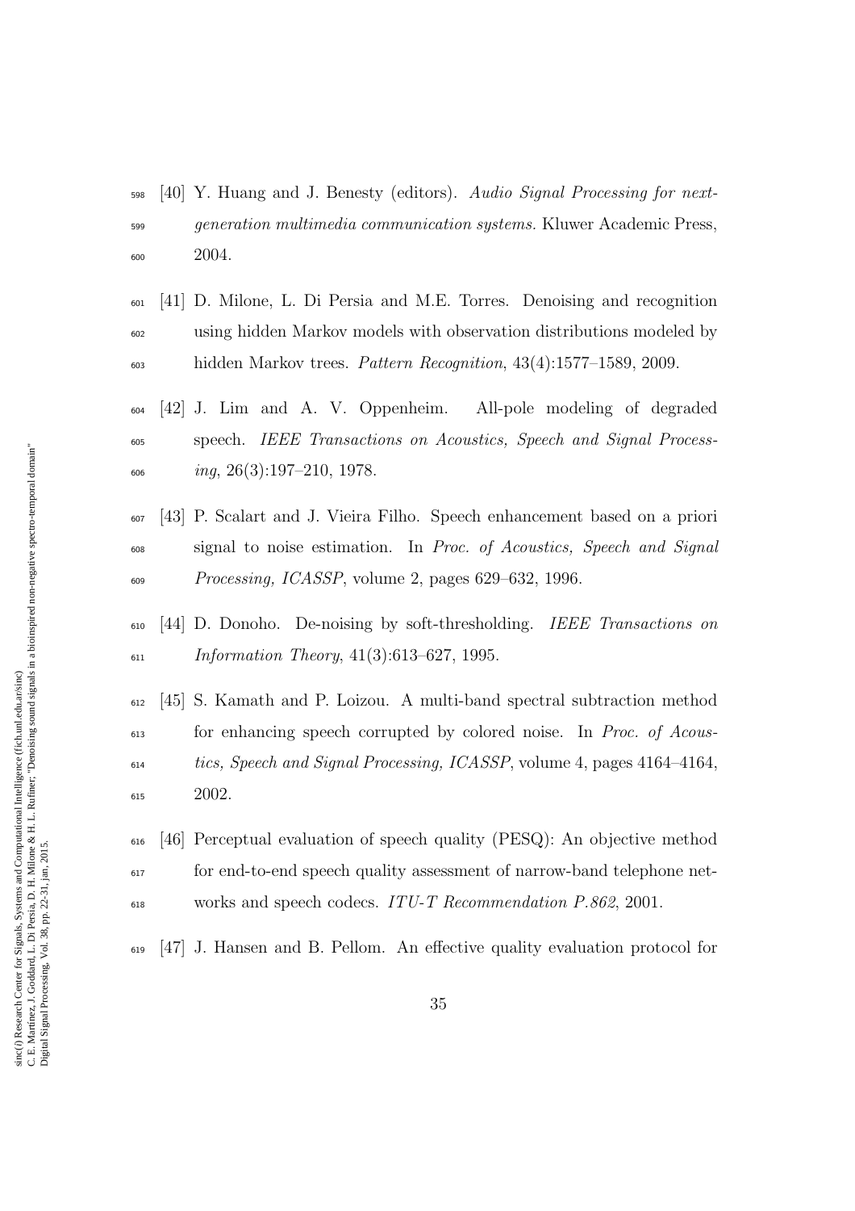[40] Y. Huang and J. Benesty (editors). *Audio Signal Processing for next-generation multimedia communication systems.* Kluwer Academic Press, 2004.

[41] D. Milone, L. Di Persia and M.E. Torres. Denoising and recognition using hidden Markov models with observation distributions modeled by hidden Markov trees. *Pattern Recognition*, 43(4):1577–1589, 2009.

[42] J. Lim and A. V. Oppenheim. All-pole modeling of degraded speech. *IEEE Transactions on Acoustics, Speech and Signal Processing*, 26(3):197–210, 1978.

[43] P. Scalart and J. Vieira Filho. Speech enhancement based on a priori signal to noise estimation. In *Proc. of Acoustics, Speech and Signal Processing, ICASSP*, volume 2, pages 629–632, 1996.

[44] D. Donoho. De-noising by soft-thresholding. *IEEE Transactions on Information Theory*, 41(3):613–627, 1995.

[45] S. Kamath and P. Loizou. A multi-band spectral subtraction method for enhancing speech corrupted by colored noise. In *Proc. of Acoustics, Speech and Signal Processing, ICASSP*, volume 4, pages 4164–4164, 2002.

[46] Perceptual evaluation of speech quality (PESQ): An objective method for end-to-end speech quality assessment of narrow-band telephone networks and speech codecs. *ITU-T Recommendation P.862*, 2001.

[47] J. Hansen and B. Pellom. An effective quality evaluation protocol for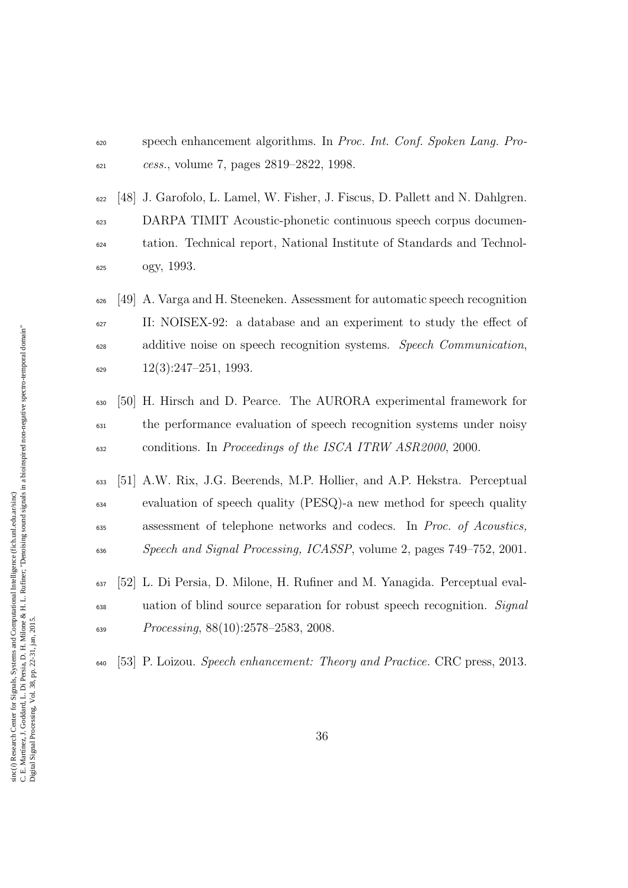speech enhancement algorithms. In *Proc. Int. Conf. Spoken Lang. Process.*, volume 7, pages 2819–2822, 1998.

[48] J. Garofolo, L. Lamel, W. Fisher, J. Fiscus, D. Pallett and N. Dahlgren. DARPA TIMIT Acoustic-phonetic continuous speech corpus documentation. Technical report, National Institute of Standards and Technology, 1993.

[49] A. Varga and H. Steeneken. Assessment for automatic speech recognition II: NOISEX-92: a database and an experiment to study the effect of additive noise on speech recognition systems. *Speech Communication*, 12(3):247–251, 1993.

[50] H. Hirsch and D. Pearce. The AURORA experimental framework for the performance evaluation of speech recognition systems under noisy conditions. In *Proceedings of the ISCA ITRW ASR2000*, 2000.

[51] A.W. Rix, J.G. Beerends, M.P. Hollier, and A.P. Hekstra. Perceptual evaluation of speech quality (PESQ)-a new method for speech quality assessment of telephone networks and codecs. In *Proc. of Acoustics, Speech and Signal Processing, ICASSP*, volume 2, pages 749–752, 2001.

[52] L. Di Persia, D. Milone, H. Rufiner and M. Yanagida. Perceptual evaluation of blind source separation for robust speech recognition. *Signal Processing*, 88(10):2578–2583, 2008.

[53] P. Loizou. *Speech enhancement: Theory and Practice.* CRC press, 2013.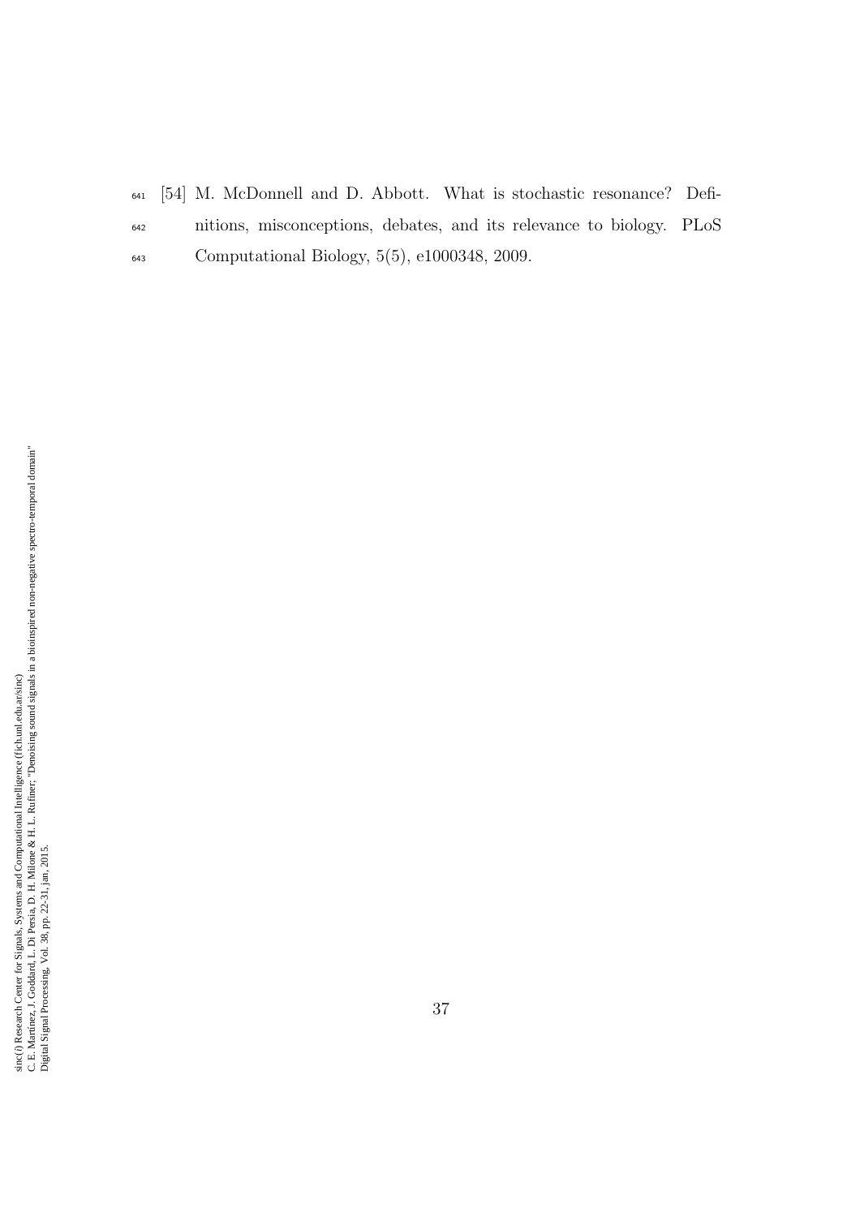[54] M. McDonnell and D. Abbott. What is stochastic resonance? Definitions, misconceptions, debates, and its relevance to biology. PLoS Computational Biology, 5(5), e1000348, 2009.